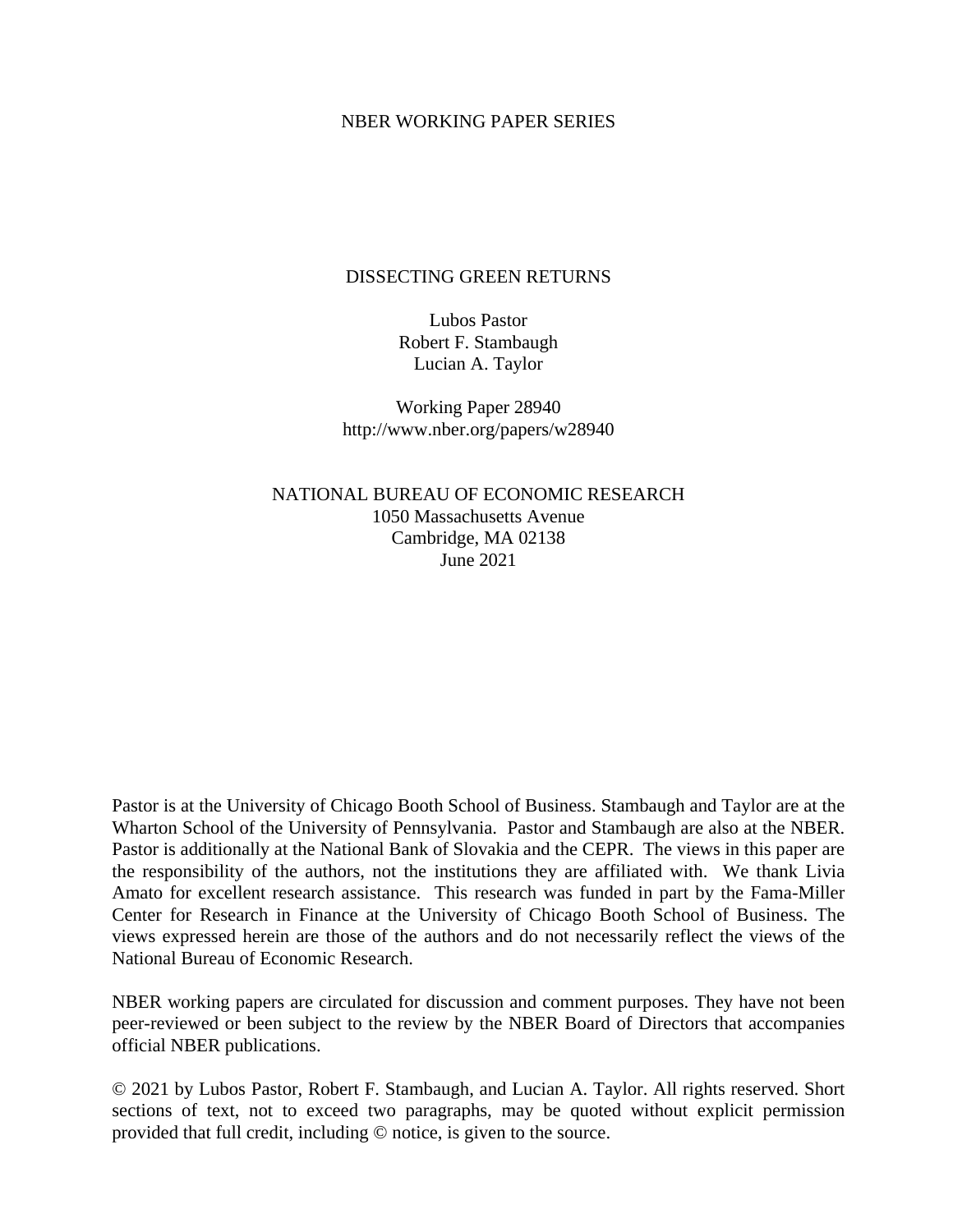NBER WORKING PAPER SERIES

# DISSECTING GREEN RETURNS

Lubos Pastor
Robert F. Stambaugh
Lucian A. Taylor

Working Paper 28940
http://www.nber.org/papers/w28940

NATIONAL BUREAU OF ECONOMIC RESEARCH
1050 Massachusetts Avenue
Cambridge, MA 02138
June 2021

Pastor is at the University of Chicago Booth School of Business. Stambaugh and Taylor are at the Wharton School of the University of Pennsylvania. Pastor and Stambaugh are also at the NBER. Pastor is additionally at the National Bank of Slovakia and the CEPR. The views in this paper are the responsibility of the authors, not the institutions they are affiliated with. We thank Livia Amato for excellent research assistance. This research was funded in part by the Fama-Miller Center for Research in Finance at the University of Chicago Booth School of Business. The views expressed herein are those of the authors and do not necessarily reflect the views of the National Bureau of Economic Research.

NBER working papers are circulated for discussion and comment purposes. They have not been peer-reviewed or been subject to the review by the NBER Board of Directors that accompanies official NBER publications.

© 2021 by Lubos Pastor, Robert F. Stambaugh, and Lucian A. Taylor. All rights reserved. Short sections of text, not to exceed two paragraphs, may be quoted without explicit permission provided that full credit, including © notice, is given to the source.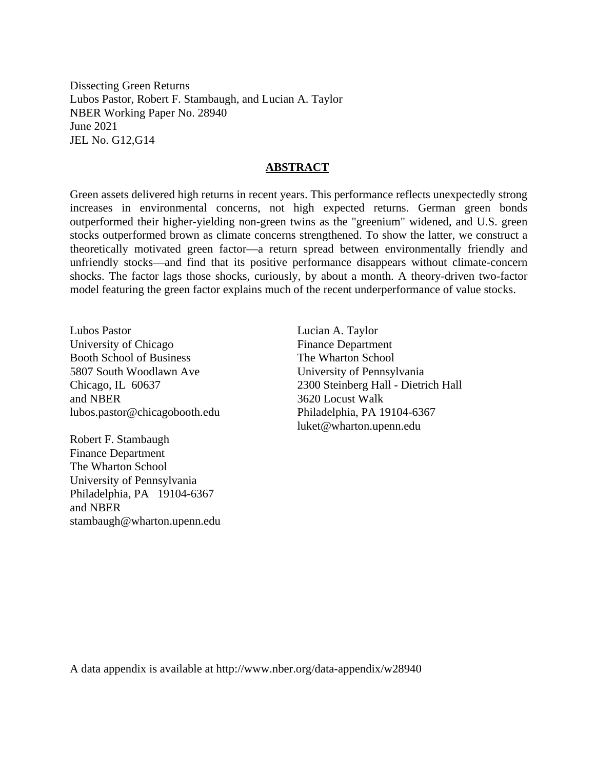Dissecting Green Returns
Lubos Pastor, Robert F. Stambaugh, and Lucian A. Taylor
NBER Working Paper No. 28940
June 2021
JEL No. G12,G14

## ABSTRACT

Green assets delivered high returns in recent years. This performance reflects unexpectedly strong increases in environmental concerns, not high expected returns. German green bonds outperformed their higher-yielding non-green twins as the "greenium" widened, and U.S. green stocks outperformed brown as climate concerns strengthened. To show the latter, we construct a theoretically motivated green factor—a return spread between environmentally friendly and unfriendly stocks—and find that its positive performance disappears without climate-concern shocks. The factor lags those shocks, curiously, by about a month. A theory-driven two-factor model featuring the green factor explains much of the recent underperformance of value stocks.

Lubos Pastor
University of Chicago
Booth School of Business
5807 South Woodlawn Ave
Chicago, IL 60637
and NBER
lubos.pastor@chicagobooth.edu

Robert F. Stambaugh
Finance Department
The Wharton School
University of Pennsylvania
Philadelphia, PA 19104-6367
and NBER
stambaugh@wharton.upenn.edu

Lucian A. Taylor
Finance Department
The Wharton School
University of Pennsylvania
2300 Steinberg Hall - Dietrich Hall
3620 Locust Walk
Philadelphia, PA 19104-6367
luket@wharton.upenn.edu

A data appendix is available at http://www.nber.org/data-appendix/w28940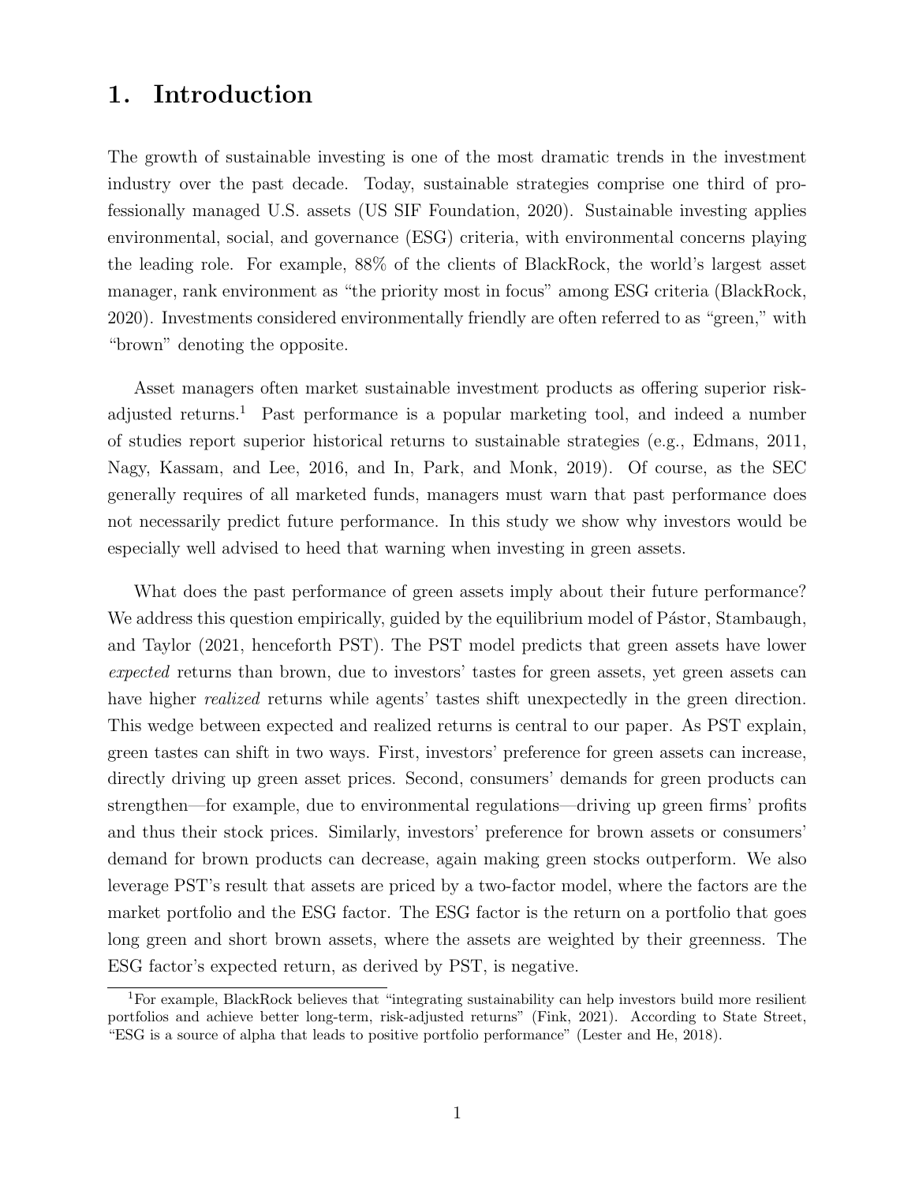# 1. Introduction

The growth of sustainable investing is one of the most dramatic trends in the investment industry over the past decade. Today, sustainable strategies comprise one third of professionally managed U.S. assets (US SIF Foundation, 2020). Sustainable investing applies environmental, social, and governance (ESG) criteria, with environmental concerns playing the leading role. For example, 88% of the clients of BlackRock, the world's largest asset manager, rank environment as "the priority most in focus" among ESG criteria (BlackRock, 2020). Investments considered environmentally friendly are often referred to as "green," with "brown" denoting the opposite.

Asset managers often market sustainable investment products as offering superior risk-adjusted returns.[1] Past performance is a popular marketing tool, and indeed a number of studies report superior historical returns to sustainable strategies (e.g., Edmans, 2011, Nagy, Kassam, and Lee, 2016, and In, Park, and Monk, 2019). Of course, as the SEC generally requires of all marketed funds, managers must warn that past performance does not necessarily predict future performance. In this study we show why investors would be especially well advised to heed that warning when investing in green assets.

What does the past performance of green assets imply about their future performance? We address this question empirically, guided by the equilibrium model of Pástor, Stambaugh, and Taylor (2021, henceforth PST). The PST model predicts that green assets have lower *expected* returns than brown, due to investors' tastes for green assets, yet green assets can have higher *realized* returns while agents' tastes shift unexpectedly in the green direction. This wedge between expected and realized returns is central to our paper. As PST explain, green tastes can shift in two ways. First, investors' preference for green assets can increase, directly driving up green asset prices. Second, consumers' demands for green products can strengthen—for example, due to environmental regulations—driving up green firms' profits and thus their stock prices. Similarly, investors' preference for brown assets or consumers' demand for brown products can decrease, again making green stocks outperform. We also leverage PST's result that assets are priced by a two-factor model, where the factors are the market portfolio and the ESG factor. The ESG factor is the return on a portfolio that goes long green and short brown assets, where the assets are weighted by their greenness. The ESG factor's expected return, as derived by PST, is negative.

[1] For example, BlackRock believes that "integrating sustainability can help investors build more resilient portfolios and achieve better long-term, risk-adjusted returns" (Fink, 2021). According to State Street, "ESG is a source of alpha that leads to positive portfolio performance" (Lester and He, 2018).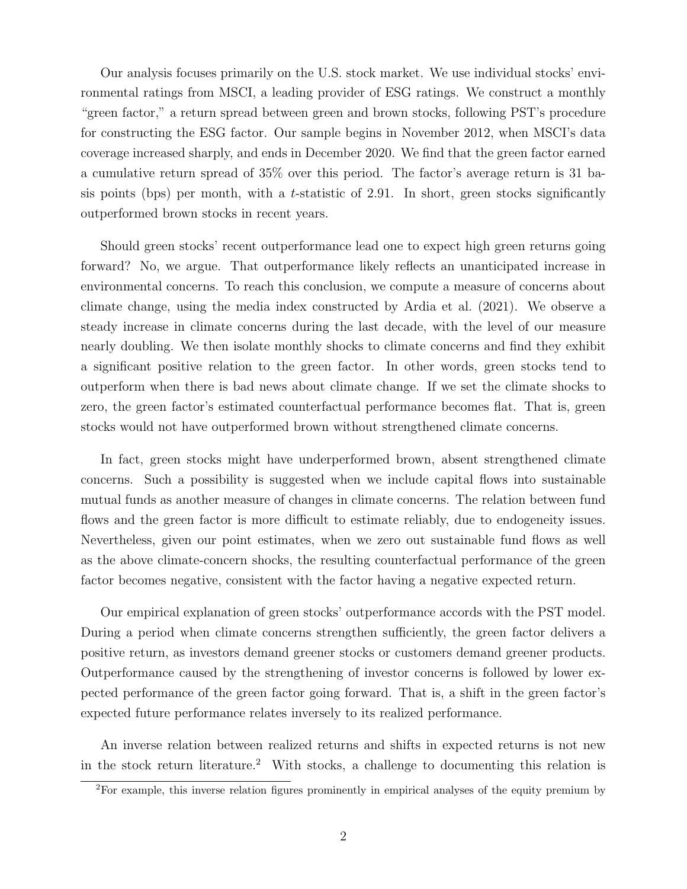Our analysis focuses primarily on the U.S. stock market. We use individual stocks' environmental ratings from MSCI, a leading provider of ESG ratings. We construct a monthly "green factor," a return spread between green and brown stocks, following PST's procedure for constructing the ESG factor. Our sample begins in November 2012, when MSCI's data coverage increased sharply, and ends in December 2020. We find that the green factor earned a cumulative return spread of 35% over this period. The factor's average return is 31 basis points (bps) per month, with a $t$-statistic of 2.91. In short, green stocks significantly outperformed brown stocks in recent years.

Should green stocks' recent outperformance lead one to expect high green returns going forward? No, we argue. That outperformance likely reflects an unanticipated increase in environmental concerns. To reach this conclusion, we compute a measure of concerns about climate change, using the media index constructed by Ardia et al. (2021). We observe a steady increase in climate concerns during the last decade, with the level of our measure nearly doubling. We then isolate monthly shocks to climate concerns and find they exhibit a significant positive relation to the green factor. In other words, green stocks tend to outperform when there is bad news about climate change. If we set the climate shocks to zero, the green factor's estimated counterfactual performance becomes flat. That is, green stocks would not have outperformed brown without strengthened climate concerns.

In fact, green stocks might have underperformed brown, absent strengthened climate concerns. Such a possibility is suggested when we include capital flows into sustainable mutual funds as another measure of changes in climate concerns. The relation between fund flows and the green factor is more difficult to estimate reliably, due to endogeneity issues. Nevertheless, given our point estimates, when we zero out sustainable fund flows as well as the above climate-concern shocks, the resulting counterfactual performance of the green factor becomes negative, consistent with the factor having a negative expected return.

Our empirical explanation of green stocks' outperformance accords with the PST model. During a period when climate concerns strengthen sufficiently, the green factor delivers a positive return, as investors demand greener stocks or customers demand greener products. Outperformance caused by the strengthening of investor concerns is followed by lower expected performance of the green factor going forward. That is, a shift in the green factor's expected future performance relates inversely to its realized performance.

An inverse relation between realized returns and shifts in expected returns is not new in the stock return literature.[2] With stocks, a challenge to documenting this relation is

[2] For example, this inverse relation figures prominently in empirical analyses of the equity premium by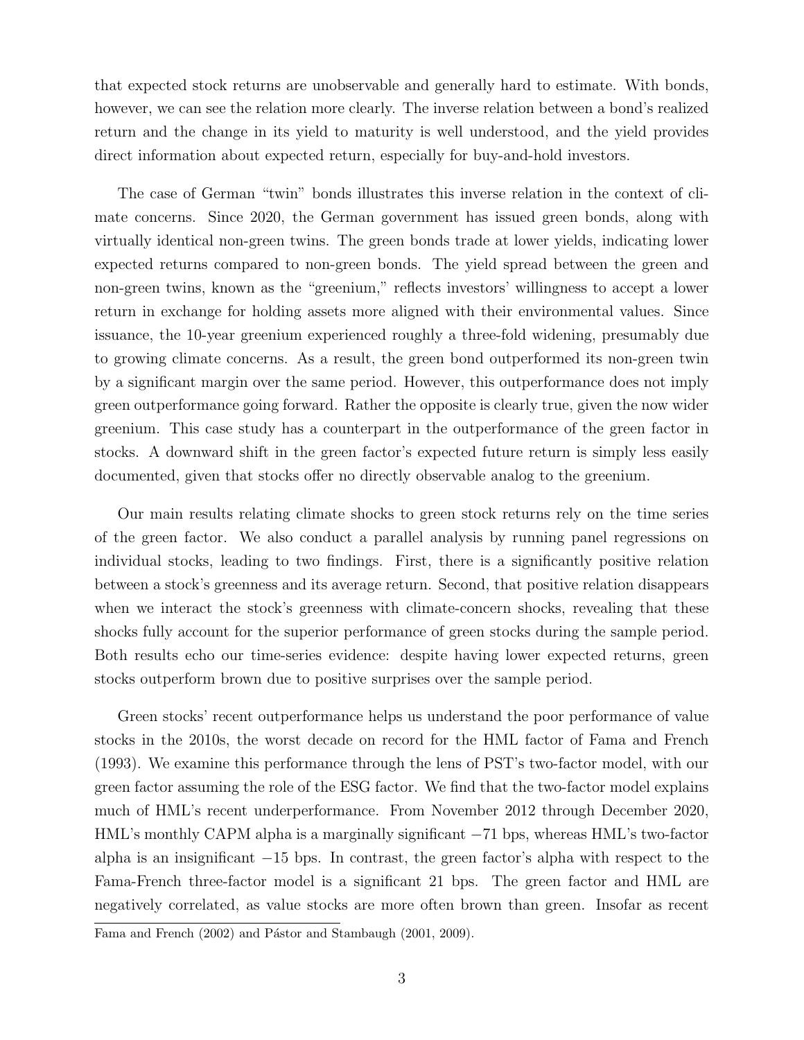that expected stock returns are unobservable and generally hard to estimate. With bonds, however, we can see the relation more clearly. The inverse relation between a bond's realized return and the change in its yield to maturity is well understood, and the yield provides direct information about expected return, especially for buy-and-hold investors.

The case of German "twin" bonds illustrates this inverse relation in the context of climate concerns. Since 2020, the German government has issued green bonds, along with virtually identical non-green twins. The green bonds trade at lower yields, indicating lower expected returns compared to non-green bonds. The yield spread between the green and non-green twins, known as the "greenium," reflects investors' willingness to accept a lower return in exchange for holding assets more aligned with their environmental values. Since issuance, the 10-year greenium experienced roughly a three-fold widening, presumably due to growing climate concerns. As a result, the green bond outperformed its non-green twin by a significant margin over the same period. However, this outperformance does not imply green outperformance going forward. Rather the opposite is clearly true, given the now wider greenium. This case study has a counterpart in the outperformance of the green factor in stocks. A downward shift in the green factor's expected future return is simply less easily documented, given that stocks offer no directly observable analog to the greenium.

Our main results relating climate shocks to green stock returns rely on the time series of the green factor. We also conduct a parallel analysis by running panel regressions on individual stocks, leading to two findings. First, there is a significantly positive relation between a stock's greenness and its average return. Second, that positive relation disappears when we interact the stock's greenness with climate-concern shocks, revealing that these shocks fully account for the superior performance of green stocks during the sample period. Both results echo our time-series evidence: despite having lower expected returns, green stocks outperform brown due to positive surprises over the sample period.

Green stocks' recent outperformance helps us understand the poor performance of value stocks in the 2010s, the worst decade on record for the HML factor of Fama and French (1993). We examine this performance through the lens of PST's two-factor model, with our green factor assuming the role of the ESG factor. We find that the two-factor model explains much of HML's recent underperformance. From November 2012 through December 2020, HML's monthly CAPM alpha is a marginally significant −71 bps, whereas HML's two-factor alpha is an insignificant −15 bps. In contrast, the green factor's alpha with respect to the Fama-French three-factor model is a significant 21 bps. The green factor and HML are negatively correlated, as value stocks are more often brown than green. Insofar as recent

Fama and French (2002) and Pástor and Stambaugh (2001, 2009).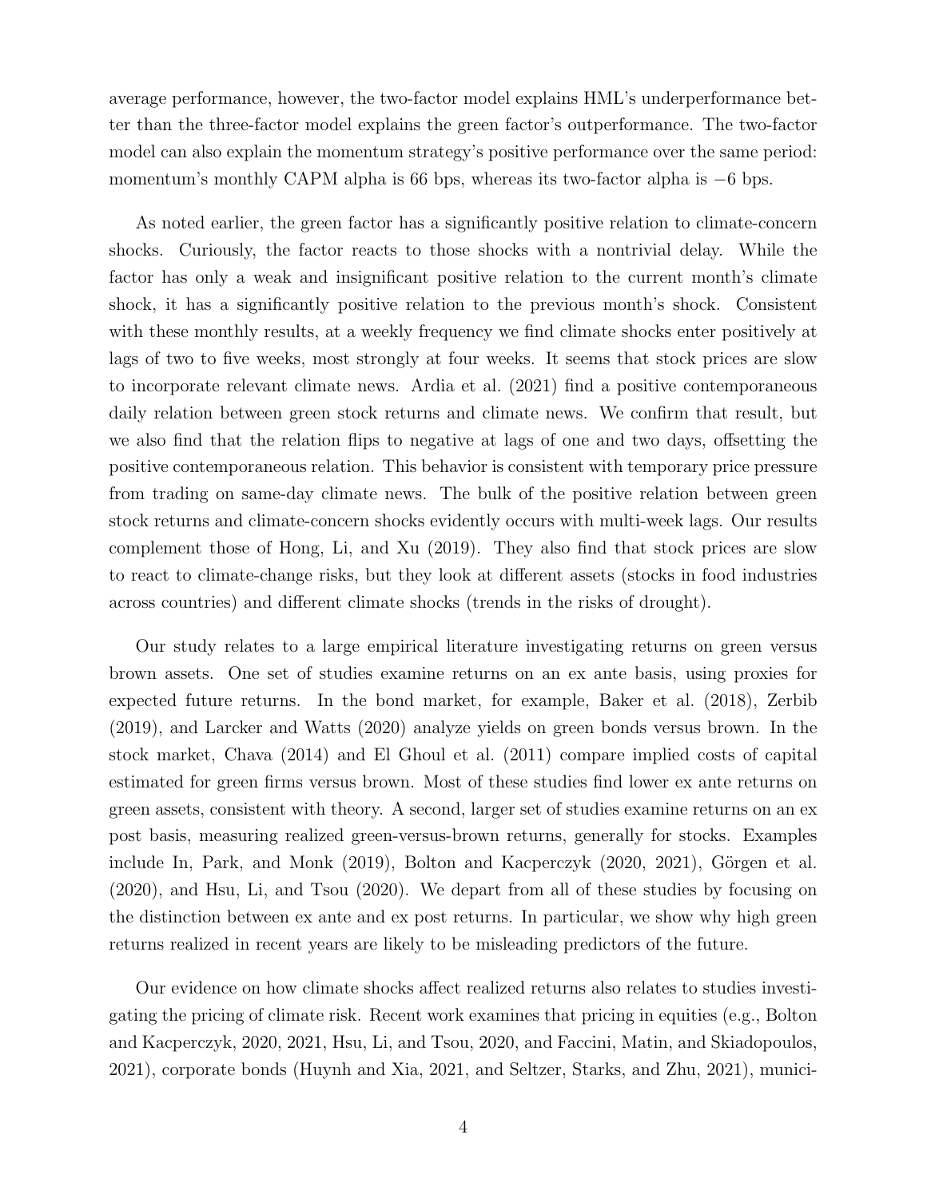average performance, however, the two-factor model explains HML's underperformance better than the three-factor model explains the green factor's outperformance. The two-factor model can also explain the momentum strategy's positive performance over the same period: momentum's monthly CAPM alpha is 66 bps, whereas its two-factor alpha is −6 bps.

As noted earlier, the green factor has a significantly positive relation to climate-concern shocks. Curiously, the factor reacts to those shocks with a nontrivial delay. While the factor has only a weak and insignificant positive relation to the current month's climate shock, it has a significantly positive relation to the previous month's shock. Consistent with these monthly results, at a weekly frequency we find climate shocks enter positively at lags of two to five weeks, most strongly at four weeks. It seems that stock prices are slow to incorporate relevant climate news. Ardia et al. (2021) find a positive contemporaneous daily relation between green stock returns and climate news. We confirm that result, but we also find that the relation flips to negative at lags of one and two days, offsetting the positive contemporaneous relation. This behavior is consistent with temporary price pressure from trading on same-day climate news. The bulk of the positive relation between green stock returns and climate-concern shocks evidently occurs with multi-week lags. Our results complement those of Hong, Li, and Xu (2019). They also find that stock prices are slow to react to climate-change risks, but they look at different assets (stocks in food industries across countries) and different climate shocks (trends in the risks of drought).

Our study relates to a large empirical literature investigating returns on green versus brown assets. One set of studies examine returns on an ex ante basis, using proxies for expected future returns. In the bond market, for example, Baker et al. (2018), Zerbib (2019), and Larcker and Watts (2020) analyze yields on green bonds versus brown. In the stock market, Chava (2014) and El Ghoul et al. (2011) compare implied costs of capital estimated for green firms versus brown. Most of these studies find lower ex ante returns on green assets, consistent with theory. A second, larger set of studies examine returns on an ex post basis, measuring realized green-versus-brown returns, generally for stocks. Examples include In, Park, and Monk (2019), Bolton and Kacperczyk (2020, 2021), Görgen et al. (2020), and Hsu, Li, and Tsou (2020). We depart from all of these studies by focusing on the distinction between ex ante and ex post returns. In particular, we show why high green returns realized in recent years are likely to be misleading predictors of the future.

Our evidence on how climate shocks affect realized returns also relates to studies investigating the pricing of climate risk. Recent work examines that pricing in equities (e.g., Bolton and Kacperczyk, 2020, 2021, Hsu, Li, and Tsou, 2020, and Faccini, Matin, and Skiadopoulos, 2021), corporate bonds (Huynh and Xia, 2021, and Seltzer, Starks, and Zhu, 2021), munici-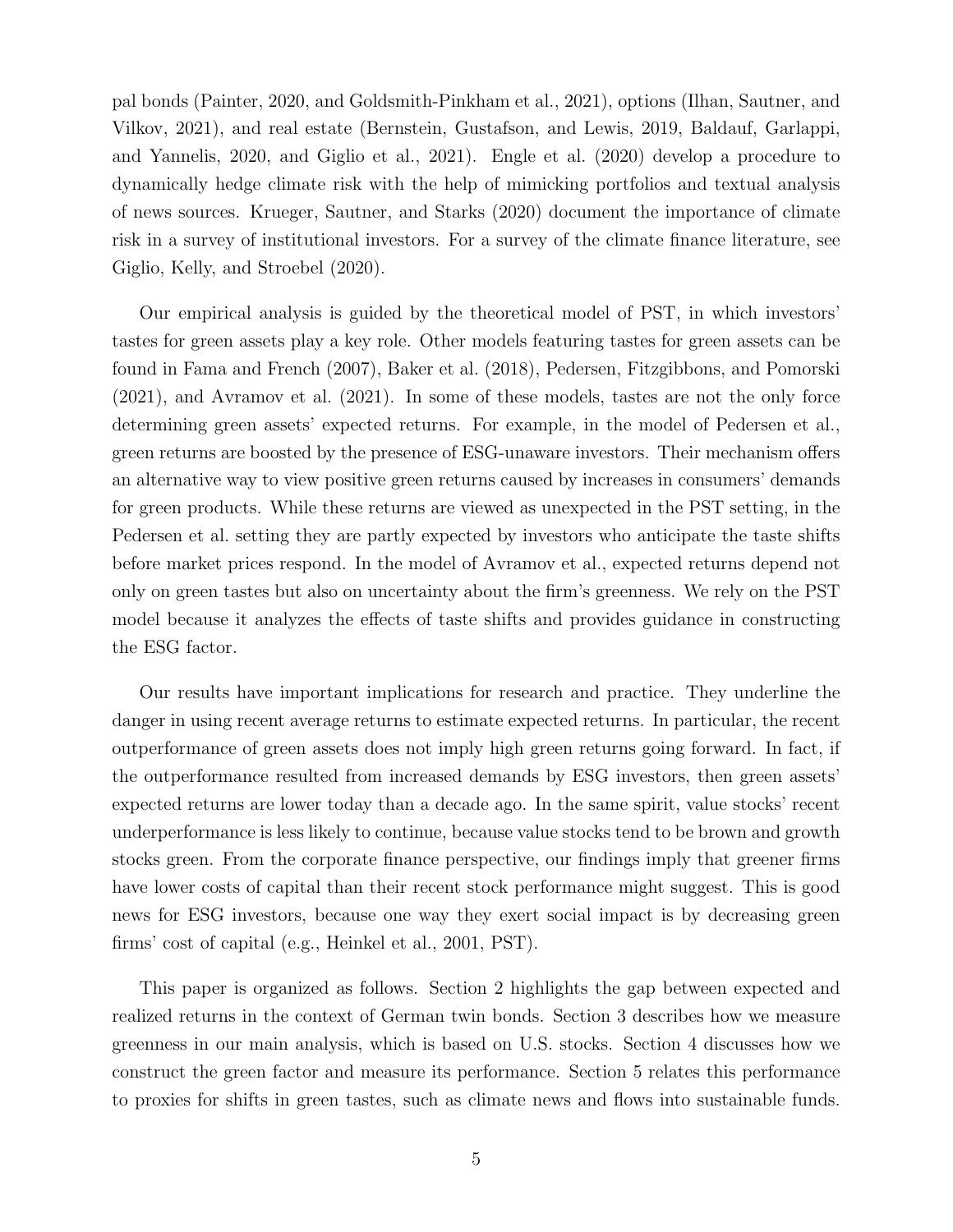pal bonds (Painter, 2020, and Goldsmith-Pinkham et al., 2021), options (Ilhan, Sautner, and Vilkov, 2021), and real estate (Bernstein, Gustafson, and Lewis, 2019, Baldauf, Garlappi, and Yannelis, 2020, and Giglio et al., 2021). Engle et al. (2020) develop a procedure to dynamically hedge climate risk with the help of mimicking portfolios and textual analysis of news sources. Krueger, Sautner, and Starks (2020) document the importance of climate risk in a survey of institutional investors. For a survey of the climate finance literature, see Giglio, Kelly, and Stroebel (2020).

Our empirical analysis is guided by the theoretical model of PST, in which investors' tastes for green assets play a key role. Other models featuring tastes for green assets can be found in Fama and French (2007), Baker et al. (2018), Pedersen, Fitzgibbons, and Pomorski (2021), and Avramov et al. (2021). In some of these models, tastes are not the only force determining green assets' expected returns. For example, in the model of Pedersen et al., green returns are boosted by the presence of ESG-unaware investors. Their mechanism offers an alternative way to view positive green returns caused by increases in consumers' demands for green products. While these returns are viewed as unexpected in the PST setting, in the Pedersen et al. setting they are partly expected by investors who anticipate the taste shifts before market prices respond. In the model of Avramov et al., expected returns depend not only on green tastes but also on uncertainty about the firm's greenness. We rely on the PST model because it analyzes the effects of taste shifts and provides guidance in constructing the ESG factor.

Our results have important implications for research and practice. They underline the danger in using recent average returns to estimate expected returns. In particular, the recent outperformance of green assets does not imply high green returns going forward. In fact, if the outperformance resulted from increased demands by ESG investors, then green assets' expected returns are lower today than a decade ago. In the same spirit, value stocks' recent underperformance is less likely to continue, because value stocks tend to be brown and growth stocks green. From the corporate finance perspective, our findings imply that greener firms have lower costs of capital than their recent stock performance might suggest. This is good news for ESG investors, because one way they exert social impact is by decreasing green firms' cost of capital (e.g., Heinkel et al., 2001, PST).

This paper is organized as follows. Section 2 highlights the gap between expected and realized returns in the context of German twin bonds. Section 3 describes how we measure greenness in our main analysis, which is based on U.S. stocks. Section 4 discusses how we construct the green factor and measure its performance. Section 5 relates this performance to proxies for shifts in green tastes, such as climate news and flows into sustainable funds.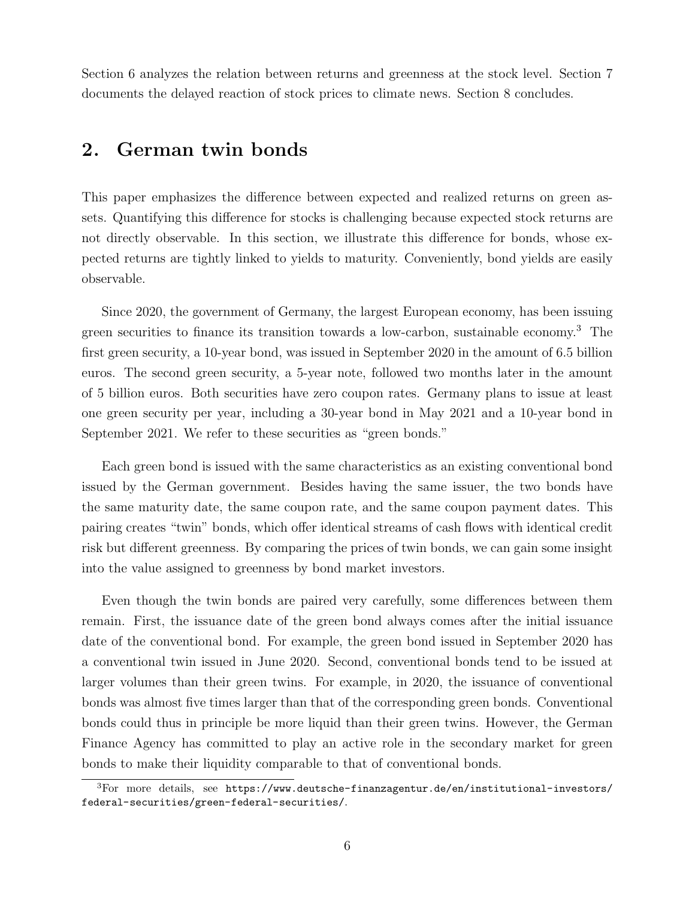Section 6 analyzes the relation between returns and greenness at the stock level. Section 7 documents the delayed reaction of stock prices to climate news. Section 8 concludes.

## 2. German twin bonds

This paper emphasizes the difference between expected and realized returns on green assets. Quantifying this difference for stocks is challenging because expected stock returns are not directly observable. In this section, we illustrate this difference for bonds, whose expected returns are tightly linked to yields to maturity. Conveniently, bond yields are easily observable.

Since 2020, the government of Germany, the largest European economy, has been issuing green securities to finance its transition towards a low-carbon, sustainable economy.[3] The first green security, a 10-year bond, was issued in September 2020 in the amount of 6.5 billion euros. The second green security, a 5-year note, followed two months later in the amount of 5 billion euros. Both securities have zero coupon rates. Germany plans to issue at least one green security per year, including a 30-year bond in May 2021 and a 10-year bond in September 2021. We refer to these securities as "green bonds."

Each green bond is issued with the same characteristics as an existing conventional bond issued by the German government. Besides having the same issuer, the two bonds have the same maturity date, the same coupon rate, and the same coupon payment dates. This pairing creates "twin" bonds, which offer identical streams of cash flows with identical credit risk but different greenness. By comparing the prices of twin bonds, we can gain some insight into the value assigned to greenness by bond market investors.

Even though the twin bonds are paired very carefully, some differences between them remain. First, the issuance date of the green bond always comes after the initial issuance date of the conventional bond. For example, the green bond issued in September 2020 has a conventional twin issued in June 2020. Second, conventional bonds tend to be issued at larger volumes than their green twins. For example, in 2020, the issuance of conventional bonds was almost five times larger than that of the corresponding green bonds. Conventional bonds could thus in principle be more liquid than their green twins. However, the German Finance Agency has committed to play an active role in the secondary market for green bonds to make their liquidity comparable to that of conventional bonds.

[3] For more details, see `https://www.deutsche-finanzagentur.de/en/institutional-investors/federal-securities/green-federal-securities/`.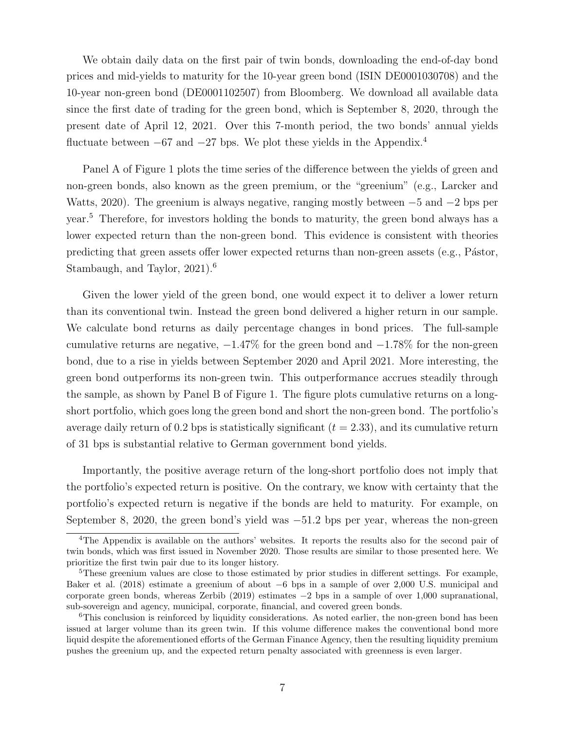We obtain daily data on the first pair of twin bonds, downloading the end-of-day bond prices and mid-yields to maturity for the 10-year green bond (ISIN DE0001030708) and the 10-year non-green bond (DE0001102507) from Bloomberg. We download all available data since the first date of trading for the green bond, which is September 8, 2020, through the present date of April 12, 2021. Over this 7-month period, the two bonds' annual yields fluctuate between −67 and −27 bps. We plot these yields in the Appendix.[4]

Panel A of Figure 1 plots the time series of the difference between the yields of green and non-green bonds, also known as the green premium, or the "greenium" (e.g., Larcker and Watts, 2020). The greenium is always negative, ranging mostly between −5 and −2 bps per year.[5] Therefore, for investors holding the bonds to maturity, the green bond always has a lower expected return than the non-green bond. This evidence is consistent with theories predicting that green assets offer lower expected returns than non-green assets (e.g., Pástor, Stambaugh, and Taylor, 2021).[6]

Given the lower yield of the green bond, one would expect it to deliver a lower return than its conventional twin. Instead the green bond delivered a higher return in our sample. We calculate bond returns as daily percentage changes in bond prices. The full-sample cumulative returns are negative, −1.47% for the green bond and −1.78% for the non-green bond, due to a rise in yields between September 2020 and April 2021. More interesting, the green bond outperforms its non-green twin. This outperformance accrues steadily through the sample, as shown by Panel B of Figure 1. The figure plots cumulative returns on a long-short portfolio, which goes long the green bond and short the non-green bond. The portfolio's average daily return of 0.2 bps is statistically significant ($t = 2.33$), and its cumulative return of 31 bps is substantial relative to German government bond yields.

Importantly, the positive average return of the long-short portfolio does not imply that the portfolio's expected return is positive. On the contrary, we know with certainty that the portfolio's expected return is negative if the bonds are held to maturity. For example, on September 8, 2020, the green bond's yield was −51.2 bps per year, whereas the non-green

[4] The Appendix is available on the authors' websites. It reports the results also for the second pair of twin bonds, which was first issued in November 2020. Those results are similar to those presented here. We prioritize the first twin pair due to its longer history.

[5] These greenium values are close to those estimated by prior studies in different settings. For example, Baker et al. (2018) estimate a greenium of about −6 bps in a sample of over 2,000 U.S. municipal and corporate green bonds, whereas Zerbib (2019) estimates −2 bps in a sample of over 1,000 supranational, sub-sovereign and agency, municipal, corporate, financial, and covered green bonds.

[6] This conclusion is reinforced by liquidity considerations. As noted earlier, the non-green bond has been issued at larger volume than its green twin. If this volume difference makes the conventional bond more liquid despite the aforementioned efforts of the German Finance Agency, then the resulting liquidity premium pushes the greenium up, and the expected return penalty associated with greenness is even larger.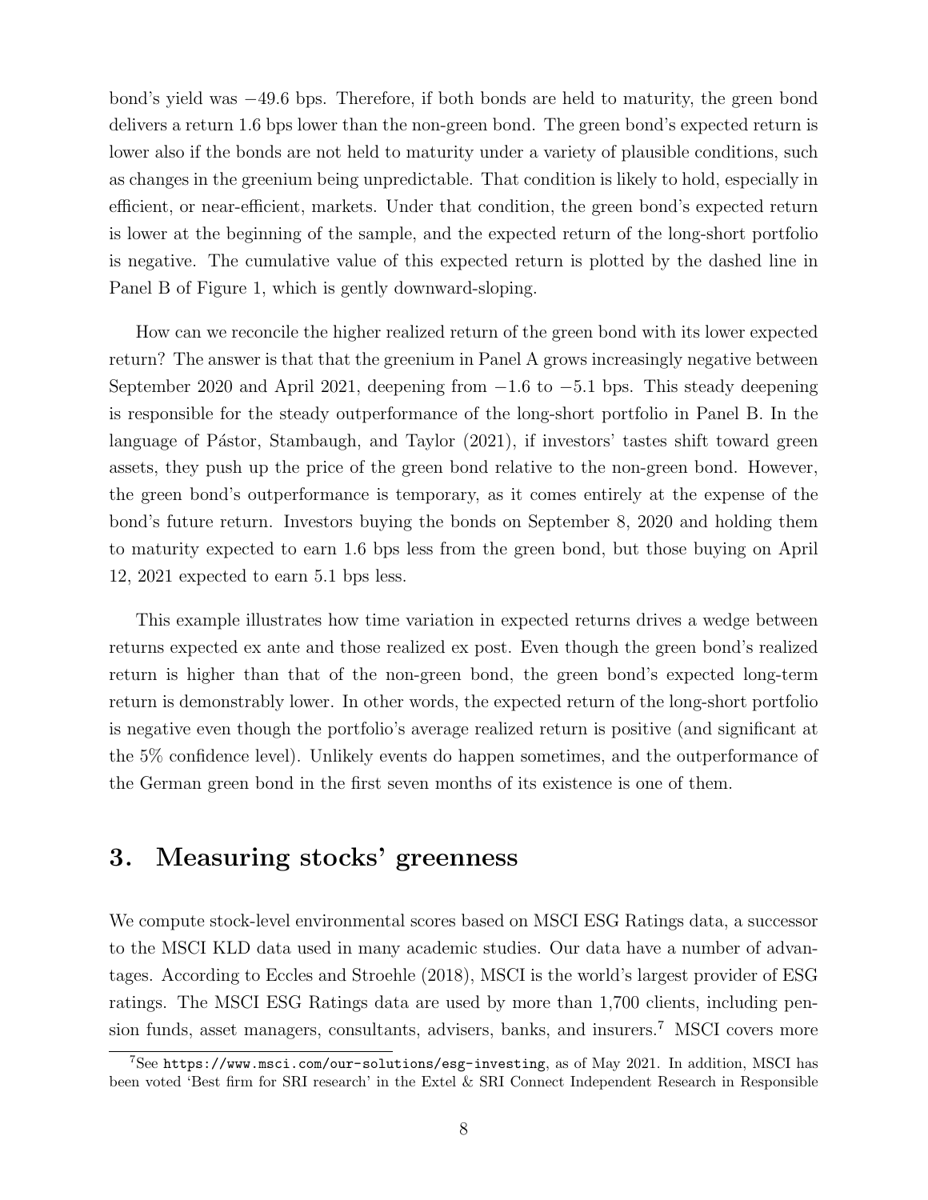bond's yield was −49.6 bps. Therefore, if both bonds are held to maturity, the green bond delivers a return 1.6 bps lower than the non-green bond. The green bond's expected return is lower also if the bonds are not held to maturity under a variety of plausible conditions, such as changes in the greenium being unpredictable. That condition is likely to hold, especially in efficient, or near-efficient, markets. Under that condition, the green bond's expected return is lower at the beginning of the sample, and the expected return of the long-short portfolio is negative. The cumulative value of this expected return is plotted by the dashed line in Panel B of Figure 1, which is gently downward-sloping.

How can we reconcile the higher realized return of the green bond with its lower expected return? The answer is that that the greenium in Panel A grows increasingly negative between September 2020 and April 2021, deepening from −1.6 to −5.1 bps. This steady deepening is responsible for the steady outperformance of the long-short portfolio in Panel B. In the language of Pástor, Stambaugh, and Taylor (2021), if investors' tastes shift toward green assets, they push up the price of the green bond relative to the non-green bond. However, the green bond's outperformance is temporary, as it comes entirely at the expense of the bond's future return. Investors buying the bonds on September 8, 2020 and holding them to maturity expected to earn 1.6 bps less from the green bond, but those buying on April 12, 2021 expected to earn 5.1 bps less.

This example illustrates how time variation in expected returns drives a wedge between returns expected ex ante and those realized ex post. Even though the green bond's realized return is higher than that of the non-green bond, the green bond's expected long-term return is demonstrably lower. In other words, the expected return of the long-short portfolio is negative even though the portfolio's average realized return is positive (and significant at the 5% confidence level). Unlikely events do happen sometimes, and the outperformance of the German green bond in the first seven months of its existence is one of them.

# 3. Measuring stocks' greenness

We compute stock-level environmental scores based on MSCI ESG Ratings data, a successor to the MSCI KLD data used in many academic studies. Our data have a number of advantages. According to Eccles and Stroehle (2018), MSCI is the world's largest provider of ESG ratings. The MSCI ESG Ratings data are used by more than 1,700 clients, including pension funds, asset managers, consultants, advisers, banks, and insurers.[7] MSCI covers more

[7] See https://www.msci.com/our-solutions/esg-investing, as of May 2021. In addition, MSCI has been voted 'Best firm for SRI research' in the Extel & SRI Connect Independent Research in Responsible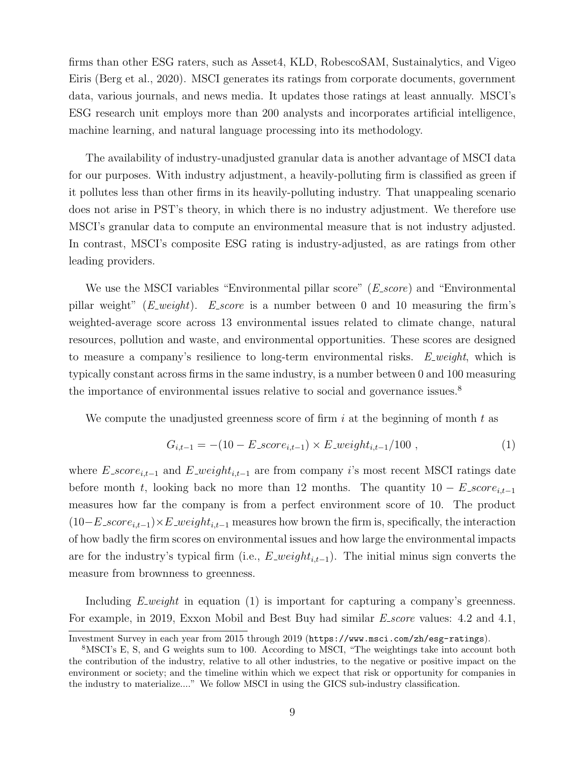firms than other ESG raters, such as Asset4, KLD, RobescoSAM, Sustainalytics, and Vigeo Eiris (Berg et al., 2020). MSCI generates its ratings from corporate documents, government data, various journals, and news media. It updates those ratings at least annually. MSCI's ESG research unit employs more than 200 analysts and incorporates artificial intelligence, machine learning, and natural language processing into its methodology.

The availability of industry-unadjusted granular data is another advantage of MSCI data for our purposes. With industry adjustment, a heavily-polluting firm is classified as green if it pollutes less than other firms in its heavily-polluting industry. That unappealing scenario does not arise in PST's theory, in which there is no industry adjustment. We therefore use MSCI's granular data to compute an environmental measure that is not industry adjusted. In contrast, MSCI's composite ESG rating is industry-adjusted, as are ratings from other leading providers.

We use the MSCI variables "Environmental pillar score" ($E\_score$) and "Environmental pillar weight" ($E\_weight$). $E\_score$ is a number between 0 and 10 measuring the firm's weighted-average score across 13 environmental issues related to climate change, natural resources, pollution and waste, and environmental opportunities. These scores are designed to measure a company's resilience to long-term environmental risks. $E\_weight$, which is typically constant across firms in the same industry, is a number between 0 and 100 measuring the importance of environmental issues relative to social and governance issues.[8]

We compute the unadjusted greenness score of firm $i$ at the beginning of month $t$ as

$$G_{i,t-1} = -(10 - E\_score_{i,t-1}) \times E\_weight_{i,t-1}/100 \ , \tag{1}$$

where $E\_score_{i,t-1}$ and $E\_weight_{i,t-1}$ are from company $i$'s most recent MSCI ratings date before month $t$, looking back no more than 12 months. The quantity $10 - E\_score_{i,t-1}$ measures how far the company is from a perfect environment score of 10. The product $(10-E\_score_{i,t-1}) \times E\_weight_{i,t-1}$ measures how brown the firm is, specifically, the interaction of how badly the firm scores on environmental issues and how large the environmental impacts are for the industry's typical firm (i.e., $E\_weight_{i,t-1}$). The initial minus sign converts the measure from brownness to greenness.

Including $E\_weight$ in equation (1) is important for capturing a company's greenness. For example, in 2019, Exxon Mobil and Best Buy had similar $E\_score$ values: 4.2 and 4.1,

---

Investment Survey in each year from 2015 through 2019 (`https://www.msci.com/zh/esg-ratings`).

[8]MSCI's E, S, and G weights sum to 100. According to MSCI, "The weightings take into account both the contribution of the industry, relative to all other industries, to the negative or positive impact on the environment or society; and the timeline within which we expect that risk or opportunity for companies in the industry to materialize...." We follow MSCI in using the GICS sub-industry classification.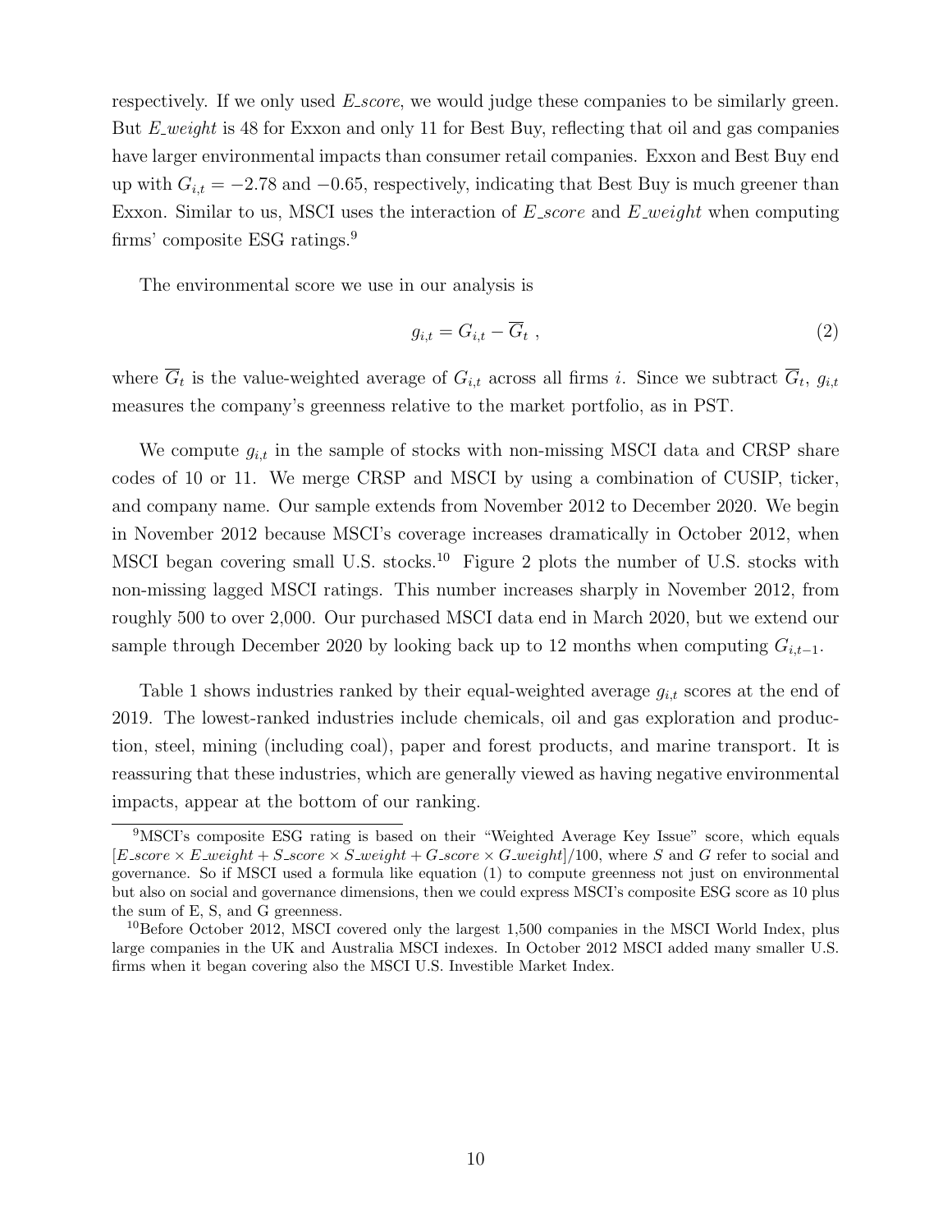respectively. If we only used $E\_score$, we would judge these companies to be similarly green. But $E\_weight$ is 48 for Exxon and only 11 for Best Buy, reflecting that oil and gas companies have larger environmental impacts than consumer retail companies. Exxon and Best Buy end up with $G_{i,t} = -2.78$ and $-0.65$, respectively, indicating that Best Buy is much greener than Exxon. Similar to us, MSCI uses the interaction of $E\_score$ and $E\_weight$ when computing firms' composite ESG ratings.[9]

The environmental score we use in our analysis is

$$g_{i,t} = G_{i,t} - \overline{G}_t \ , \tag{2}$$

where $\overline{G}_t$ is the value-weighted average of $G_{i,t}$ across all firms $i$. Since we subtract $\overline{G}_t$, $g_{i,t}$ measures the company's greenness relative to the market portfolio, as in PST.

We compute $g_{i,t}$ in the sample of stocks with non-missing MSCI data and CRSP share codes of 10 or 11. We merge CRSP and MSCI by using a combination of CUSIP, ticker, and company name. Our sample extends from November 2012 to December 2020. We begin in November 2012 because MSCI's coverage increases dramatically in October 2012, when MSCI began covering small U.S. stocks.[10] Figure 2 plots the number of U.S. stocks with non-missing lagged MSCI ratings. This number increases sharply in November 2012, from roughly 500 to over 2,000. Our purchased MSCI data end in March 2020, but we extend our sample through December 2020 by looking back up to 12 months when computing $G_{i,t-1}$.

Table 1 shows industries ranked by their equal-weighted average $g_{i,t}$ scores at the end of 2019. The lowest-ranked industries include chemicals, oil and gas exploration and production, steel, mining (including coal), paper and forest products, and marine transport. It is reassuring that these industries, which are generally viewed as having negative environmental impacts, appear at the bottom of our ranking.

[9] MSCI's composite ESG rating is based on their "Weighted Average Key Issue" score, which equals $[E\_score \times E\_weight + S\_score \times S\_weight + G\_score \times G\_weight]/100$, where $S$ and $G$ refer to social and governance. So if MSCI used a formula like equation (1) to compute greenness not just on environmental but also on social and governance dimensions, then we could express MSCI's composite ESG score as 10 plus the sum of E, S, and G greenness.

[10] Before October 2012, MSCI covered only the largest 1,500 companies in the MSCI World Index, plus large companies in the UK and Australia MSCI indexes. In October 2012 MSCI added many smaller U.S. firms when it began covering also the MSCI U.S. Investible Market Index.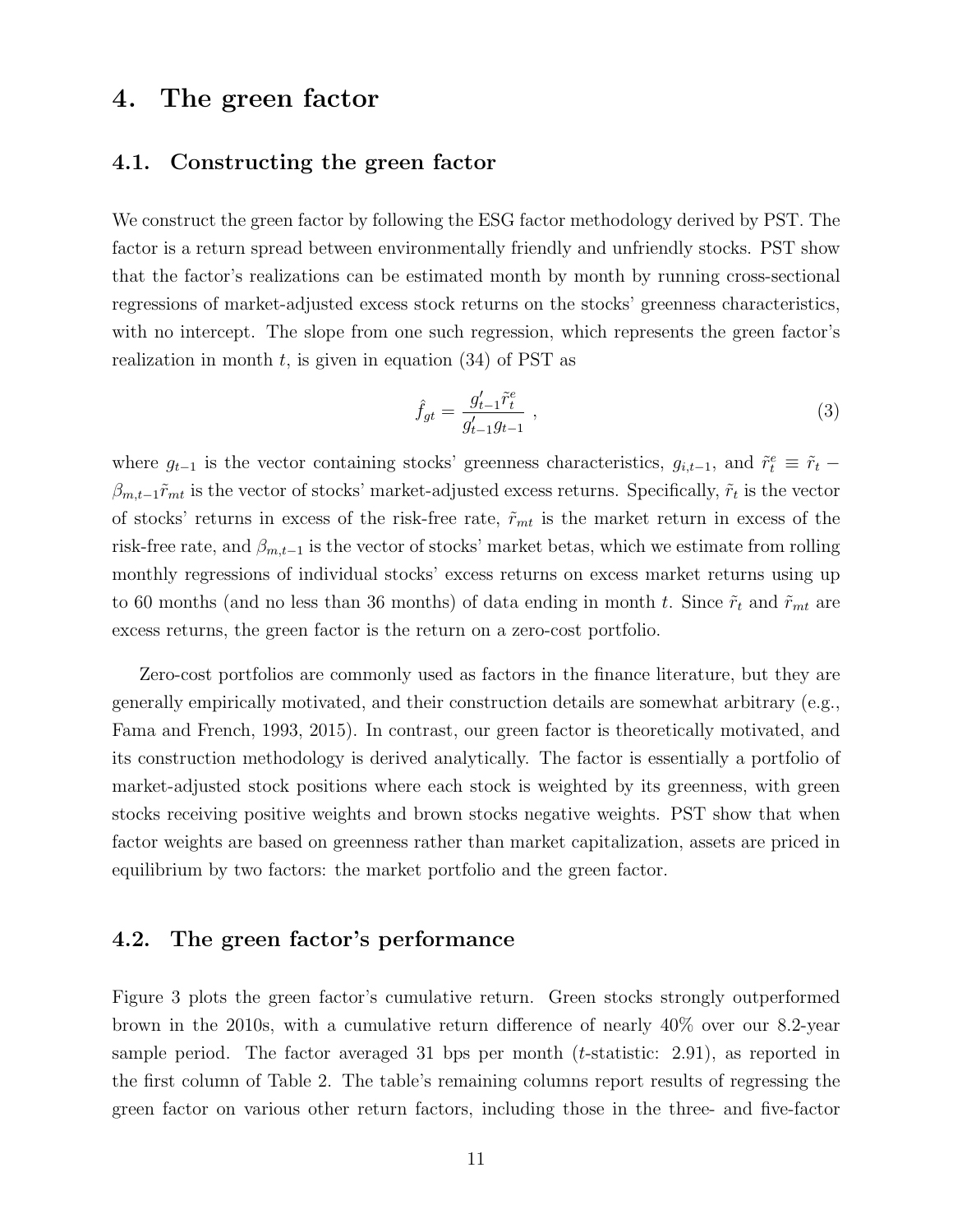# 4. The green factor

## 4.1. Constructing the green factor

We construct the green factor by following the ESG factor methodology derived by PST. The factor is a return spread between environmentally friendly and unfriendly stocks. PST show that the factor's realizations can be estimated month by month by running cross-sectional regressions of market-adjusted excess stock returns on the stocks' greenness characteristics, with no intercept. The slope from one such regression, which represents the green factor's realization in month $t$, is given in equation (34) of PST as

$$\hat{f}_{gt} = \frac{g'_{t-1}\tilde{r}^e_t}{g'_{t-1}g_{t-1}} \;, \tag{3}$$

where $g_{t-1}$ is the vector containing stocks' greenness characteristics, $g_{i,t-1}$, and $\tilde{r}^e_t \equiv \tilde{r}_t - \beta_{m,t-1}\tilde{r}_{mt}$ is the vector of stocks' market-adjusted excess returns. Specifically, $\tilde{r}_t$ is the vector of stocks' returns in excess of the risk-free rate, $\tilde{r}_{mt}$ is the market return in excess of the risk-free rate, and $\beta_{m,t-1}$ is the vector of stocks' market betas, which we estimate from rolling monthly regressions of individual stocks' excess returns on excess market returns using up to 60 months (and no less than 36 months) of data ending in month $t$. Since $\tilde{r}_t$ and $\tilde{r}_{mt}$ are excess returns, the green factor is the return on a zero-cost portfolio.

Zero-cost portfolios are commonly used as factors in the finance literature, but they are generally empirically motivated, and their construction details are somewhat arbitrary (e.g., Fama and French, 1993, 2015). In contrast, our green factor is theoretically motivated, and its construction methodology is derived analytically. The factor is essentially a portfolio of market-adjusted stock positions where each stock is weighted by its greenness, with green stocks receiving positive weights and brown stocks negative weights. PST show that when factor weights are based on greenness rather than market capitalization, assets are priced in equilibrium by two factors: the market portfolio and the green factor.

## 4.2. The green factor's performance

Figure 3 plots the green factor's cumulative return. Green stocks strongly outperformed brown in the 2010s, with a cumulative return difference of nearly 40% over our 8.2-year sample period. The factor averaged 31 bps per month ($t$-statistic: 2.91), as reported in the first column of Table 2. The table's remaining columns report results of regressing the green factor on various other return factors, including those in the three- and five-factor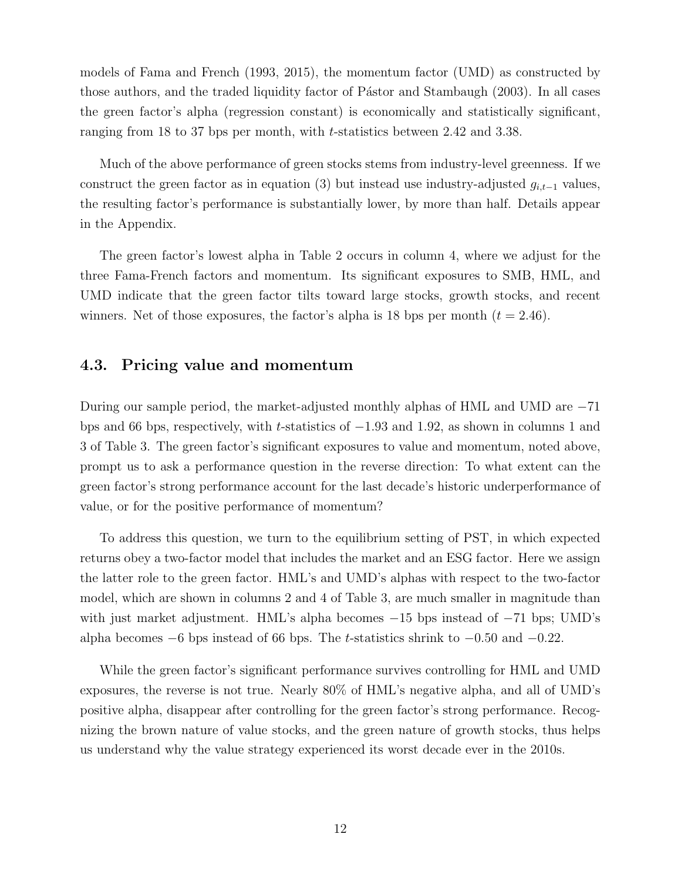models of Fama and French (1993, 2015), the momentum factor (UMD) as constructed by those authors, and the traded liquidity factor of Pástor and Stambaugh (2003). In all cases the green factor's alpha (regression constant) is economically and statistically significant, ranging from 18 to 37 bps per month, with $t$-statistics between 2.42 and 3.38.

Much of the above performance of green stocks stems from industry-level greenness. If we construct the green factor as in equation (3) but instead use industry-adjusted $g_{i,t-1}$ values, the resulting factor's performance is substantially lower, by more than half. Details appear in the Appendix.

The green factor's lowest alpha in Table 2 occurs in column 4, where we adjust for the three Fama-French factors and momentum. Its significant exposures to SMB, HML, and UMD indicate that the green factor tilts toward large stocks, growth stocks, and recent winners. Net of those exposures, the factor's alpha is 18 bps per month ($t = 2.46$).

## 4.3. Pricing value and momentum

During our sample period, the market-adjusted monthly alphas of HML and UMD are $-71$ bps and 66 bps, respectively, with $t$-statistics of $-1.93$ and 1.92, as shown in columns 1 and 3 of Table 3. The green factor's significant exposures to value and momentum, noted above, prompt us to ask a performance question in the reverse direction: To what extent can the green factor's strong performance account for the last decade's historic underperformance of value, or for the positive performance of momentum?

To address this question, we turn to the equilibrium setting of PST, in which expected returns obey a two-factor model that includes the market and an ESG factor. Here we assign the latter role to the green factor. HML's and UMD's alphas with respect to the two-factor model, which are shown in columns 2 and 4 of Table 3, are much smaller in magnitude than with just market adjustment. HML's alpha becomes $-15$ bps instead of $-71$ bps; UMD's alpha becomes $-6$ bps instead of 66 bps. The $t$-statistics shrink to $-0.50$ and $-0.22$.

While the green factor's significant performance survives controlling for HML and UMD exposures, the reverse is not true. Nearly 80% of HML's negative alpha, and all of UMD's positive alpha, disappear after controlling for the green factor's strong performance. Recognizing the brown nature of value stocks, and the green nature of growth stocks, thus helps us understand why the value strategy experienced its worst decade ever in the 2010s.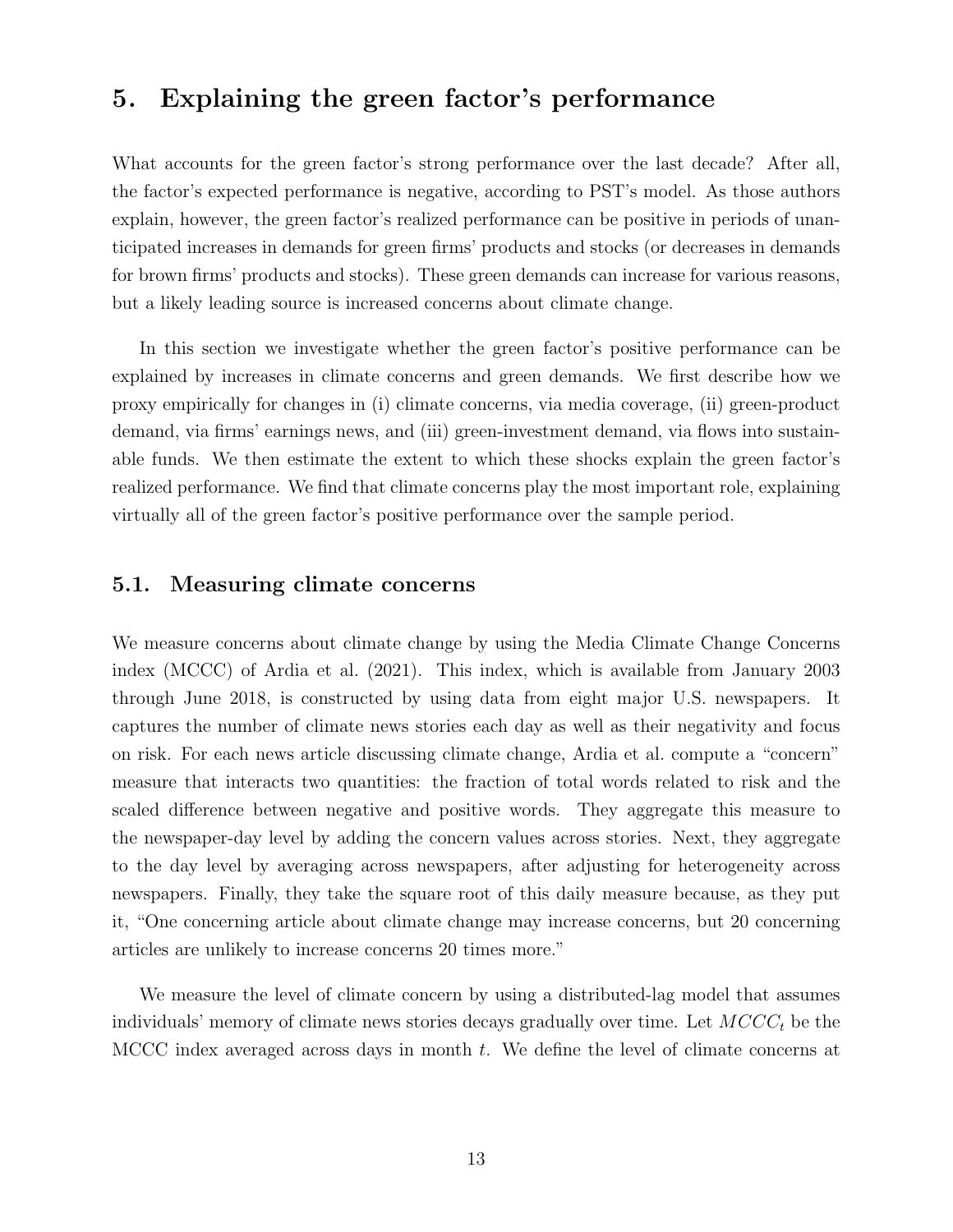## 5. Explaining the green factor's performance

What accounts for the green factor's strong performance over the last decade? After all, the factor's expected performance is negative, according to PST's model. As those authors explain, however, the green factor's realized performance can be positive in periods of unanticipated increases in demands for green firms' products and stocks (or decreases in demands for brown firms' products and stocks). These green demands can increase for various reasons, but a likely leading source is increased concerns about climate change.

In this section we investigate whether the green factor's positive performance can be explained by increases in climate concerns and green demands. We first describe how we proxy empirically for changes in (i) climate concerns, via media coverage, (ii) green-product demand, via firms' earnings news, and (iii) green-investment demand, via flows into sustainable funds. We then estimate the extent to which these shocks explain the green factor's realized performance. We find that climate concerns play the most important role, explaining virtually all of the green factor's positive performance over the sample period.

### 5.1. Measuring climate concerns

We measure concerns about climate change by using the Media Climate Change Concerns index (MCCC) of Ardia et al. (2021). This index, which is available from January 2003 through June 2018, is constructed by using data from eight major U.S. newspapers. It captures the number of climate news stories each day as well as their negativity and focus on risk. For each news article discussing climate change, Ardia et al. compute a "concern" measure that interacts two quantities: the fraction of total words related to risk and the scaled difference between negative and positive words. They aggregate this measure to the newspaper-day level by adding the concern values across stories. Next, they aggregate to the day level by averaging across newspapers, after adjusting for heterogeneity across newspapers. Finally, they take the square root of this daily measure because, as they put it, "One concerning article about climate change may increase concerns, but 20 concerning articles are unlikely to increase concerns 20 times more."

We measure the level of climate concern by using a distributed-lag model that assumes individuals' memory of climate news stories decays gradually over time. Let $MCCC_t$ be the MCCC index averaged across days in month $t$. We define the level of climate concerns at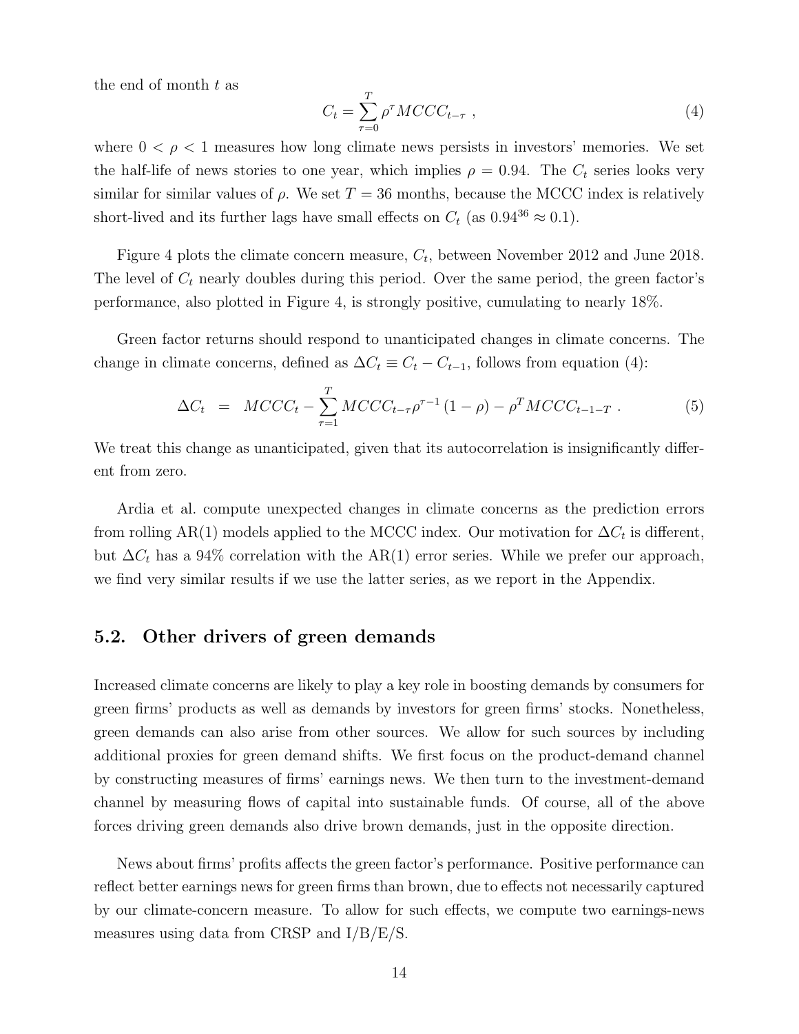the end of month $t$ as

$$C_t = \sum_{\tau=0}^{T} \rho^{\tau} MCCC_{t-\tau} \ , \tag{4}$$

where $0 < \rho < 1$ measures how long climate news persists in investors' memories. We set the half-life of news stories to one year, which implies $\rho = 0.94$. The $C_t$ series looks very similar for similar values of $\rho$. We set $T = 36$ months, because the MCCC index is relatively short-lived and its further lags have small effects on $C_t$ (as $0.94^{36} \approx 0.1$).

Figure 4 plots the climate concern measure, $C_t$, between November 2012 and June 2018. The level of $C_t$ nearly doubles during this period. Over the same period, the green factor's performance, also plotted in Figure 4, is strongly positive, cumulating to nearly 18%.

Green factor returns should respond to unanticipated changes in climate concerns. The change in climate concerns, defined as $\Delta C_t \equiv C_t - C_{t-1}$, follows from equation (4):

$$\Delta C_t \ = \ MCCC_t - \sum_{\tau=1}^{T} MCCC_{t-\tau}\rho^{\tau-1}(1-\rho) - \rho^T MCCC_{t-1-T} \ . \tag{5}$$

We treat this change as unanticipated, given that its autocorrelation is insignificantly different from zero.

Ardia et al. compute unexpected changes in climate concerns as the prediction errors from rolling AR(1) models applied to the MCCC index. Our motivation for $\Delta C_t$ is different, but $\Delta C_t$ has a 94% correlation with the AR(1) error series. While we prefer our approach, we find very similar results if we use the latter series, as we report in the Appendix.

## 5.2. Other drivers of green demands

Increased climate concerns are likely to play a key role in boosting demands by consumers for green firms' products as well as demands by investors for green firms' stocks. Nonetheless, green demands can also arise from other sources. We allow for such sources by including additional proxies for green demand shifts. We first focus on the product-demand channel by constructing measures of firms' earnings news. We then turn to the investment-demand channel by measuring flows of capital into sustainable funds. Of course, all of the above forces driving green demands also drive brown demands, just in the opposite direction.

News about firms' profits affects the green factor's performance. Positive performance can reflect better earnings news for green firms than brown, due to effects not necessarily captured by our climate-concern measure. To allow for such effects, we compute two earnings-news measures using data from CRSP and I/B/E/S.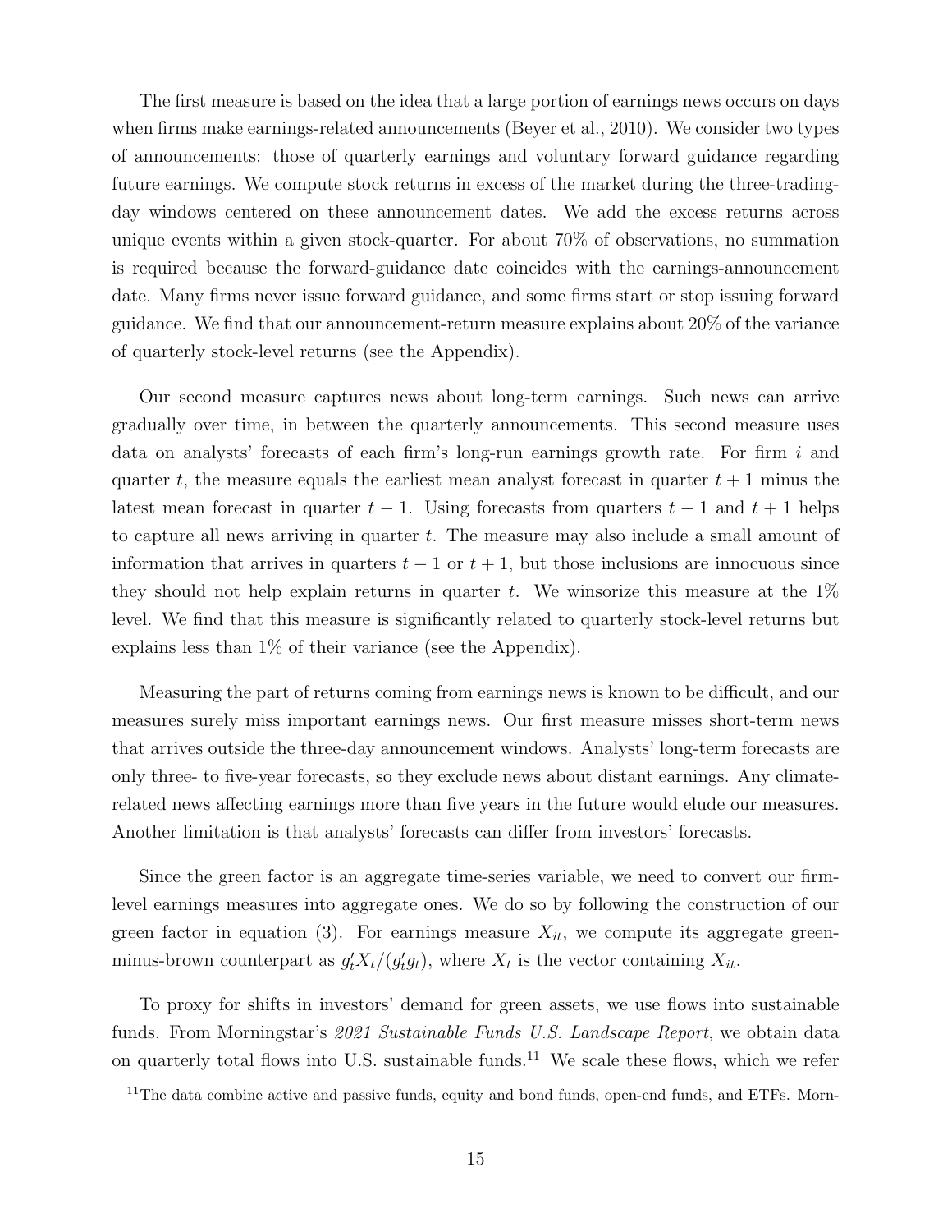The first measure is based on the idea that a large portion of earnings news occurs on days when firms make earnings-related announcements (Beyer et al., 2010). We consider two types of announcements: those of quarterly earnings and voluntary forward guidance regarding future earnings. We compute stock returns in excess of the market during the three-trading-day windows centered on these announcement dates. We add the excess returns across unique events within a given stock-quarter. For about 70% of observations, no summation is required because the forward-guidance date coincides with the earnings-announcement date. Many firms never issue forward guidance, and some firms start or stop issuing forward guidance. We find that our announcement-return measure explains about 20% of the variance of quarterly stock-level returns (see the Appendix).

Our second measure captures news about long-term earnings. Such news can arrive gradually over time, in between the quarterly announcements. This second measure uses data on analysts' forecasts of each firm's long-run earnings growth rate. For firm $i$ and quarter $t$, the measure equals the earliest mean analyst forecast in quarter $t+1$ minus the latest mean forecast in quarter $t-1$. Using forecasts from quarters $t-1$ and $t+1$ helps to capture all news arriving in quarter $t$. The measure may also include a small amount of information that arrives in quarters $t-1$ or $t+1$, but those inclusions are innocuous since they should not help explain returns in quarter $t$. We winsorize this measure at the 1% level. We find that this measure is significantly related to quarterly stock-level returns but explains less than 1% of their variance (see the Appendix).

Measuring the part of returns coming from earnings news is known to be difficult, and our measures surely miss important earnings news. Our first measure misses short-term news that arrives outside the three-day announcement windows. Analysts' long-term forecasts are only three- to five-year forecasts, so they exclude news about distant earnings. Any climate-related news affecting earnings more than five years in the future would elude our measures. Another limitation is that analysts' forecasts can differ from investors' forecasts.

Since the green factor is an aggregate time-series variable, we need to convert our firm-level earnings measures into aggregate ones. We do so by following the construction of our green factor in equation (3). For earnings measure $X_{it}$, we compute its aggregate green-minus-brown counterpart as $g_t' X_t / (g_t' g_t)$, where $X_t$ is the vector containing $X_{it}$.

To proxy for shifts in investors' demand for green assets, we use flows into sustainable funds. From Morningstar's *2021 Sustainable Funds U.S. Landscape Report*, we obtain data on quarterly total flows into U.S. sustainable funds.[11] We scale these flows, which we refer

[11] The data combine active and passive funds, equity and bond funds, open-end funds, and ETFs. Morn-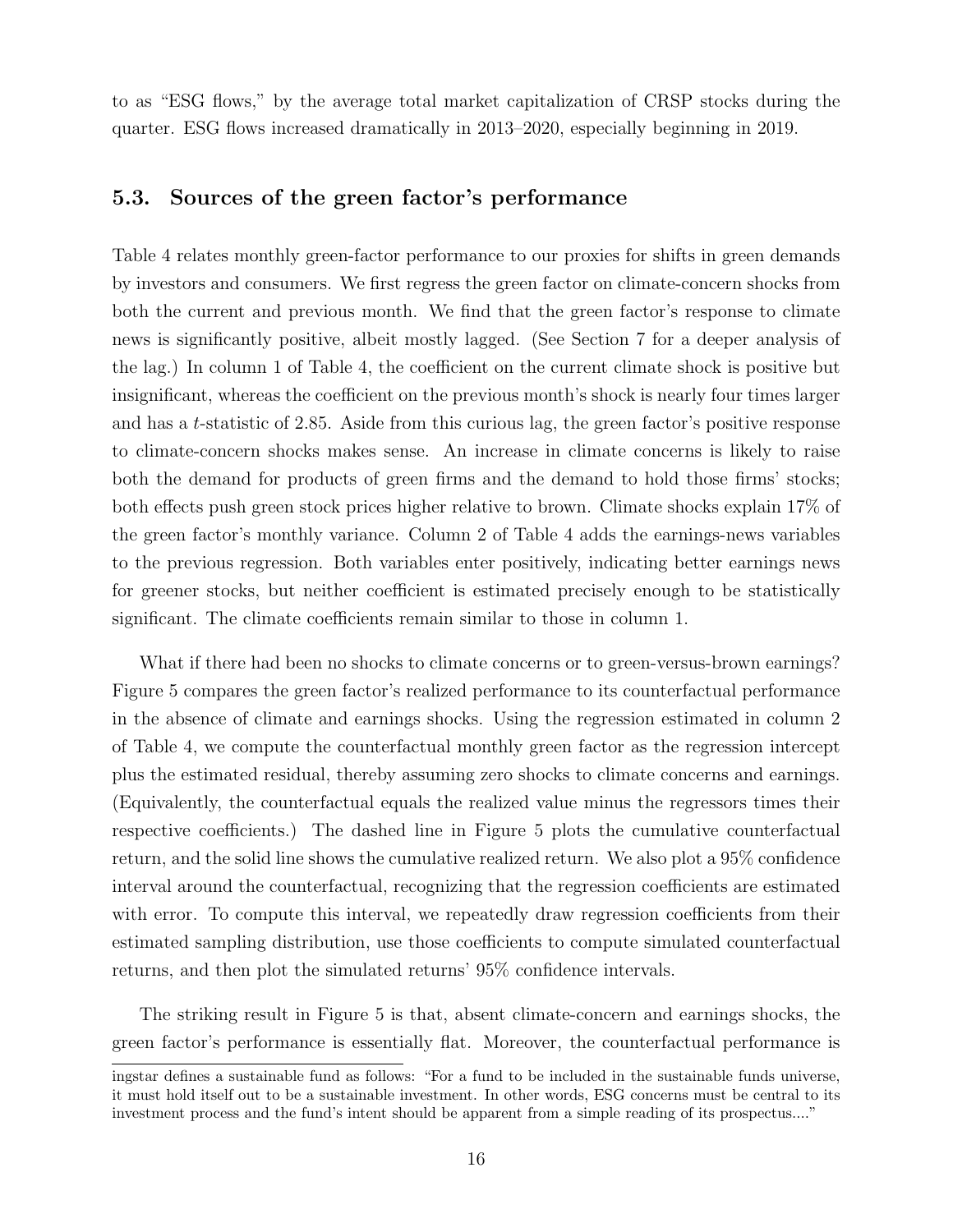to as "ESG flows," by the average total market capitalization of CRSP stocks during the quarter. ESG flows increased dramatically in 2013–2020, especially beginning in 2019.

### 5.3. Sources of the green factor's performance

Table 4 relates monthly green-factor performance to our proxies for shifts in green demands by investors and consumers. We first regress the green factor on climate-concern shocks from both the current and previous month. We find that the green factor's response to climate news is significantly positive, albeit mostly lagged. (See Section 7 for a deeper analysis of the lag.) In column 1 of Table 4, the coefficient on the current climate shock is positive but insignificant, whereas the coefficient on the previous month's shock is nearly four times larger and has a $t$-statistic of 2.85. Aside from this curious lag, the green factor's positive response to climate-concern shocks makes sense. An increase in climate concerns is likely to raise both the demand for products of green firms and the demand to hold those firms' stocks; both effects push green stock prices higher relative to brown. Climate shocks explain 17% of the green factor's monthly variance. Column 2 of Table 4 adds the earnings-news variables to the previous regression. Both variables enter positively, indicating better earnings news for greener stocks, but neither coefficient is estimated precisely enough to be statistically significant. The climate coefficients remain similar to those in column 1.

What if there had been no shocks to climate concerns or to green-versus-brown earnings? Figure 5 compares the green factor's realized performance to its counterfactual performance in the absence of climate and earnings shocks. Using the regression estimated in column 2 of Table 4, we compute the counterfactual monthly green factor as the regression intercept plus the estimated residual, thereby assuming zero shocks to climate concerns and earnings. (Equivalently, the counterfactual equals the realized value minus the regressors times their respective coefficients.) The dashed line in Figure 5 plots the cumulative counterfactual return, and the solid line shows the cumulative realized return. We also plot a 95% confidence interval around the counterfactual, recognizing that the regression coefficients are estimated with error. To compute this interval, we repeatedly draw regression coefficients from their estimated sampling distribution, use those coefficients to compute simulated counterfactual returns, and then plot the simulated returns' 95% confidence intervals.

The striking result in Figure 5 is that, absent climate-concern and earnings shocks, the green factor's performance is essentially flat. Moreover, the counterfactual performance is

ingstar defines a sustainable fund as follows: "For a fund to be included in the sustainable funds universe, it must hold itself out to be a sustainable investment. In other words, ESG concerns must be central to its investment process and the fund's intent should be apparent from a simple reading of its prospectus...."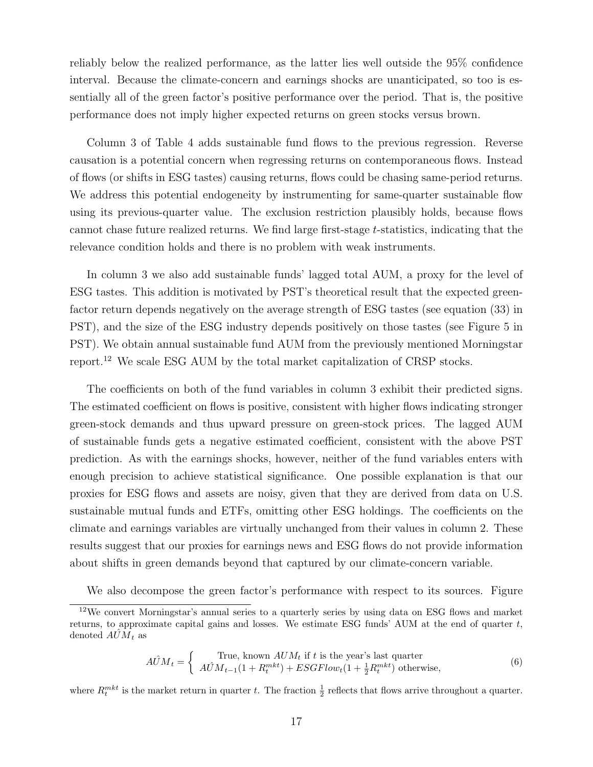reliably below the realized performance, as the latter lies well outside the 95% confidence interval. Because the climate-concern and earnings shocks are unanticipated, so too is essentially all of the green factor's positive performance over the period. That is, the positive performance does not imply higher expected returns on green stocks versus brown.

Column 3 of Table 4 adds sustainable fund flows to the previous regression. Reverse causation is a potential concern when regressing returns on contemporaneous flows. Instead of flows (or shifts in ESG tastes) causing returns, flows could be chasing same-period returns. We address this potential endogeneity by instrumenting for same-quarter sustainable flow using its previous-quarter value. The exclusion restriction plausibly holds, because flows cannot chase future realized returns. We find large first-stage $t$-statistics, indicating that the relevance condition holds and there is no problem with weak instruments.

In column 3 we also add sustainable funds' lagged total AUM, a proxy for the level of ESG tastes. This addition is motivated by PST's theoretical result that the expected green-factor return depends negatively on the average strength of ESG tastes (see equation (33) in PST), and the size of the ESG industry depends positively on those tastes (see Figure 5 in PST). We obtain annual sustainable fund AUM from the previously mentioned Morningstar report.[12] We scale ESG AUM by the total market capitalization of CRSP stocks.

The coefficients on both of the fund variables in column 3 exhibit their predicted signs. The estimated coefficient on flows is positive, consistent with higher flows indicating stronger green-stock demands and thus upward pressure on green-stock prices. The lagged AUM of sustainable funds gets a negative estimated coefficient, consistent with the above PST prediction. As with the earnings shocks, however, neither of the fund variables enters with enough precision to achieve statistical significance. One possible explanation is that our proxies for ESG flows and assets are noisy, given that they are derived from data on U.S. sustainable mutual funds and ETFs, omitting other ESG holdings. The coefficients on the climate and earnings variables are virtually unchanged from their values in column 2. These results suggest that our proxies for earnings news and ESG flows do not provide information about shifts in green demands beyond that captured by our climate-concern variable.

We also decompose the green factor's performance with respect to its sources. Figure

[12] We convert Morningstar's annual series to a quarterly series by using data on ESG flows and market returns, to approximate capital gains and losses. We estimate ESG funds' AUM at the end of quarter $t$, denoted $\hat{AUM}_t$ as

$$\hat{AUM}_t = \begin{cases} \text{True, known } AUM_t \text{ if } t \text{ is the year's last quarter} \\ \hat{AUM}_{t-1}(1 + R_t^{mkt}) + ESGFlow_t(1 + \frac{1}{2}R_t^{mkt}) \text{ otherwise,} \end{cases} \tag{6}$$

where $R_t^{mkt}$ is the market return in quarter $t$. The fraction $\frac{1}{2}$ reflects that flows arrive throughout a quarter.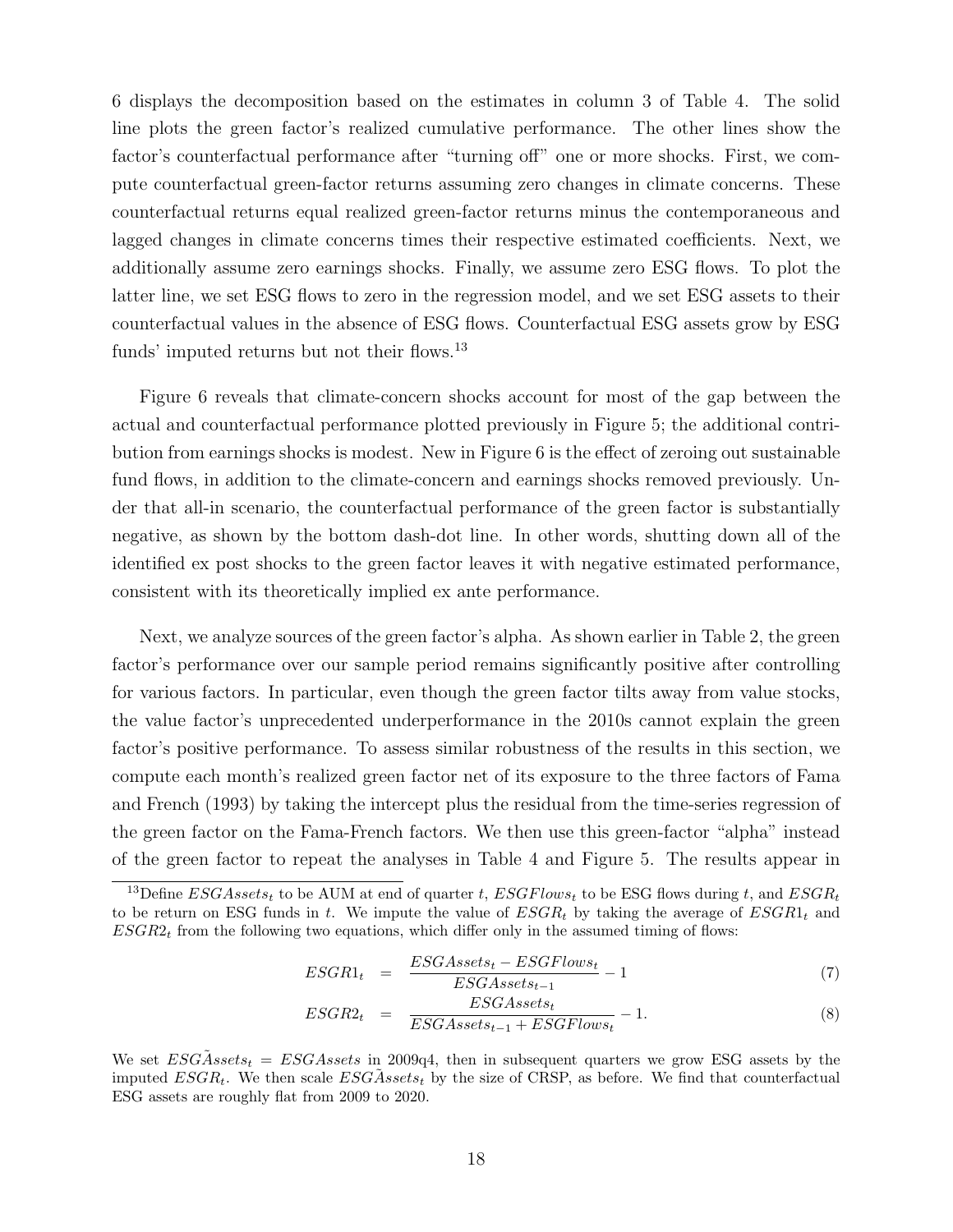6 displays the decomposition based on the estimates in column 3 of Table 4. The solid line plots the green factor's realized cumulative performance. The other lines show the factor's counterfactual performance after "turning off" one or more shocks. First, we compute counterfactual green-factor returns assuming zero changes in climate concerns. These counterfactual returns equal realized green-factor returns minus the contemporaneous and lagged changes in climate concerns times their respective estimated coefficients. Next, we additionally assume zero earnings shocks. Finally, we assume zero ESG flows. To plot the latter line, we set ESG flows to zero in the regression model, and we set ESG assets to their counterfactual values in the absence of ESG flows. Counterfactual ESG assets grow by ESG funds' imputed returns but not their flows.[13]

Figure 6 reveals that climate-concern shocks account for most of the gap between the actual and counterfactual performance plotted previously in Figure 5; the additional contribution from earnings shocks is modest. New in Figure 6 is the effect of zeroing out sustainable fund flows, in addition to the climate-concern and earnings shocks removed previously. Under that all-in scenario, the counterfactual performance of the green factor is substantially negative, as shown by the bottom dash-dot line. In other words, shutting down all of the identified ex post shocks to the green factor leaves it with negative estimated performance, consistent with its theoretically implied ex ante performance.

Next, we analyze sources of the green factor's alpha. As shown earlier in Table 2, the green factor's performance over our sample period remains significantly positive after controlling for various factors. In particular, even though the green factor tilts away from value stocks, the value factor's unprecedented underperformance in the 2010s cannot explain the green factor's positive performance. To assess similar robustness of the results in this section, we compute each month's realized green factor net of its exposure to the three factors of Fama and French (1993) by taking the intercept plus the residual from the time-series regression of the green factor on the Fama-French factors. We then use this green-factor "alpha" instead of the green factor to repeat the analyses in Table 4 and Figure 5. The results appear in

---

[13] Define $ESGAssets_t$ to be AUM at end of quarter $t$, $ESGFlows_t$ to be ESG flows during $t$, and $ESGR_t$ to be return on ESG funds in $t$. We impute the value of $ESGR_t$ by taking the average of $ESGR1_t$ and $ESGR2_t$ from the following two equations, which differ only in the assumed timing of flows:

$$ESGR1_t = \frac{ESGAssets_t - ESGFlows_t}{ESGAssets_{t-1}} - 1 \tag{7}$$

$$ESGR2_t = \frac{ESGAssets_t}{ESGAssets_{t-1} + ESGFlows_t} - 1. \tag{8}$$

We set $ESG\tilde{A}ssets_t = ESGAssets$ in 2009q4, then in subsequent quarters we grow ESG assets by the imputed $ESGR_t$. We then scale $ESG\tilde{A}ssets_t$ by the size of CRSP, as before. We find that counterfactual ESG assets are roughly flat from 2009 to 2020.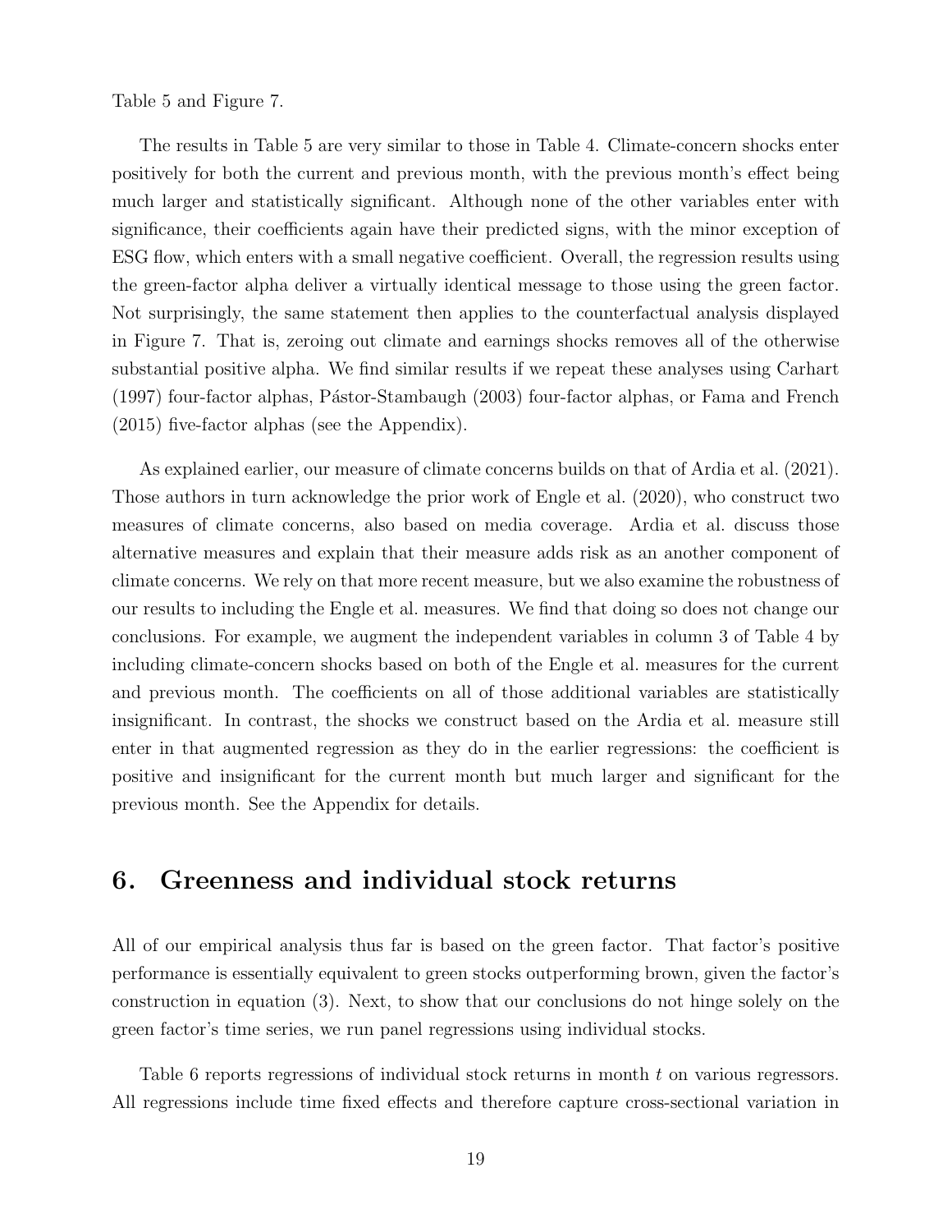Table 5 and Figure 7.

The results in Table 5 are very similar to those in Table 4. Climate-concern shocks enter positively for both the current and previous month, with the previous month's effect being much larger and statistically significant. Although none of the other variables enter with significance, their coefficients again have their predicted signs, with the minor exception of ESG flow, which enters with a small negative coefficient. Overall, the regression results using the green-factor alpha deliver a virtually identical message to those using the green factor. Not surprisingly, the same statement then applies to the counterfactual analysis displayed in Figure 7. That is, zeroing out climate and earnings shocks removes all of the otherwise substantial positive alpha. We find similar results if we repeat these analyses using Carhart (1997) four-factor alphas, Pástor-Stambaugh (2003) four-factor alphas, or Fama and French (2015) five-factor alphas (see the Appendix).

As explained earlier, our measure of climate concerns builds on that of Ardia et al. (2021). Those authors in turn acknowledge the prior work of Engle et al. (2020), who construct two measures of climate concerns, also based on media coverage. Ardia et al. discuss those alternative measures and explain that their measure adds risk as an another component of climate concerns. We rely on that more recent measure, but we also examine the robustness of our results to including the Engle et al. measures. We find that doing so does not change our conclusions. For example, we augment the independent variables in column 3 of Table 4 by including climate-concern shocks based on both of the Engle et al. measures for the current and previous month. The coefficients on all of those additional variables are statistically insignificant. In contrast, the shocks we construct based on the Ardia et al. measure still enter in that augmented regression as they do in the earlier regressions: the coefficient is positive and insignificant for the current month but much larger and significant for the previous month. See the Appendix for details.

## 6. Greenness and individual stock returns

All of our empirical analysis thus far is based on the green factor. That factor's positive performance is essentially equivalent to green stocks outperforming brown, given the factor's construction in equation (3). Next, to show that our conclusions do not hinge solely on the green factor's time series, we run panel regressions using individual stocks.

Table 6 reports regressions of individual stock returns in month $t$ on various regressors. All regressions include time fixed effects and therefore capture cross-sectional variation in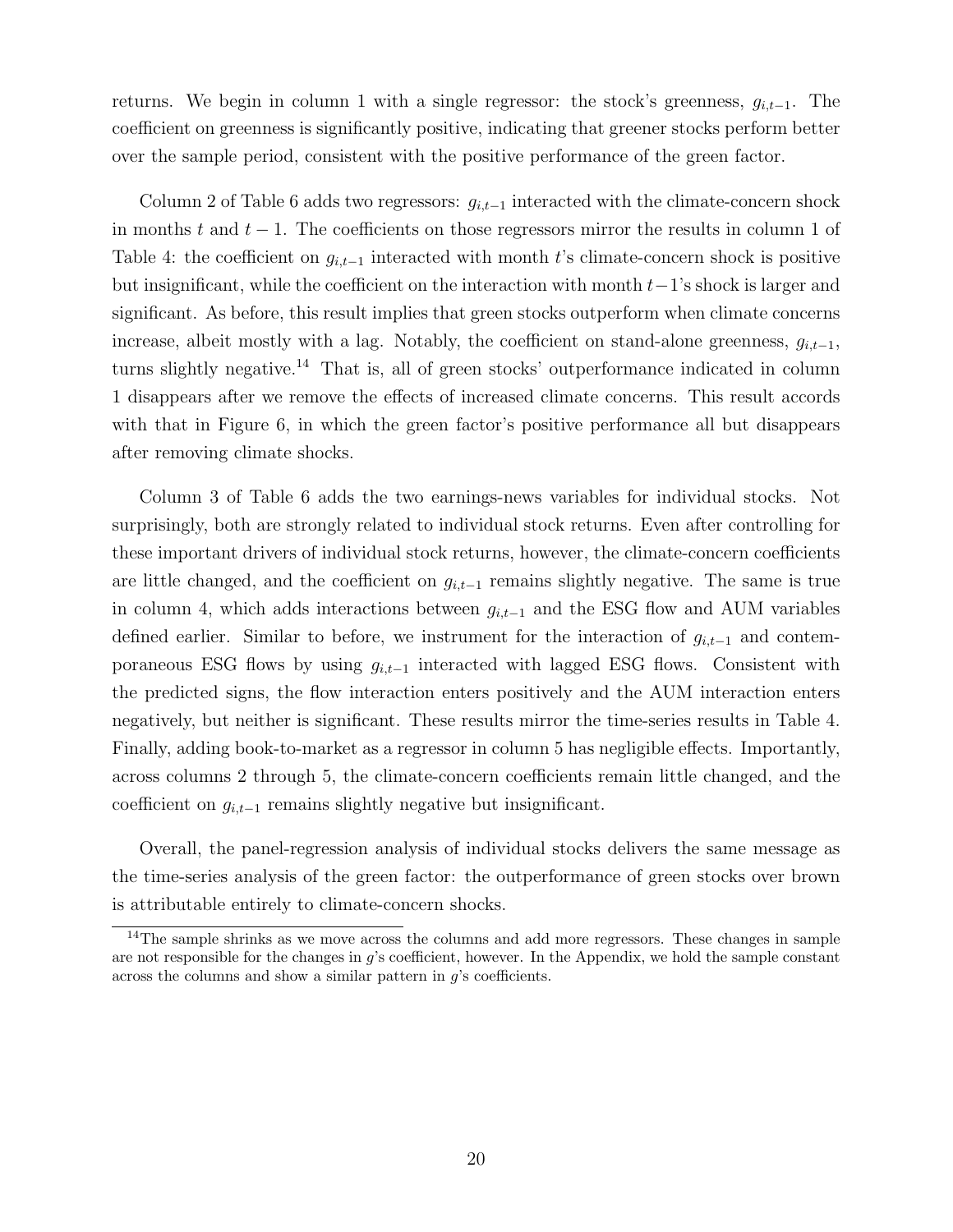returns. We begin in column 1 with a single regressor: the stock's greenness, $g_{i,t-1}$. The coefficient on greenness is significantly positive, indicating that greener stocks perform better over the sample period, consistent with the positive performance of the green factor.

Column 2 of Table 6 adds two regressors: $g_{i,t-1}$ interacted with the climate-concern shock in months $t$ and $t-1$. The coefficients on those regressors mirror the results in column 1 of Table 4: the coefficient on $g_{i,t-1}$ interacted with month $t$'s climate-concern shock is positive but insignificant, while the coefficient on the interaction with month $t-1$'s shock is larger and significant. As before, this result implies that green stocks outperform when climate concerns increase, albeit mostly with a lag. Notably, the coefficient on stand-alone greenness, $g_{i,t-1}$, turns slightly negative.[14] That is, all of green stocks' outperformance indicated in column 1 disappears after we remove the effects of increased climate concerns. This result accords with that in Figure 6, in which the green factor's positive performance all but disappears after removing climate shocks.

Column 3 of Table 6 adds the two earnings-news variables for individual stocks. Not surprisingly, both are strongly related to individual stock returns. Even after controlling for these important drivers of individual stock returns, however, the climate-concern coefficients are little changed, and the coefficient on $g_{i,t-1}$ remains slightly negative. The same is true in column 4, which adds interactions between $g_{i,t-1}$ and the ESG flow and AUM variables defined earlier. Similar to before, we instrument for the interaction of $g_{i,t-1}$ and contemporaneous ESG flows by using $g_{i,t-1}$ interacted with lagged ESG flows. Consistent with the predicted signs, the flow interaction enters positively and the AUM interaction enters negatively, but neither is significant. These results mirror the time-series results in Table 4. Finally, adding book-to-market as a regressor in column 5 has negligible effects. Importantly, across columns 2 through 5, the climate-concern coefficients remain little changed, and the coefficient on $g_{i,t-1}$ remains slightly negative but insignificant.

Overall, the panel-regression analysis of individual stocks delivers the same message as the time-series analysis of the green factor: the outperformance of green stocks over brown is attributable entirely to climate-concern shocks.

[14]The sample shrinks as we move across the columns and add more regressors. These changes in sample are not responsible for the changes in $g$'s coefficient, however. In the Appendix, we hold the sample constant across the columns and show a similar pattern in $g$'s coefficients.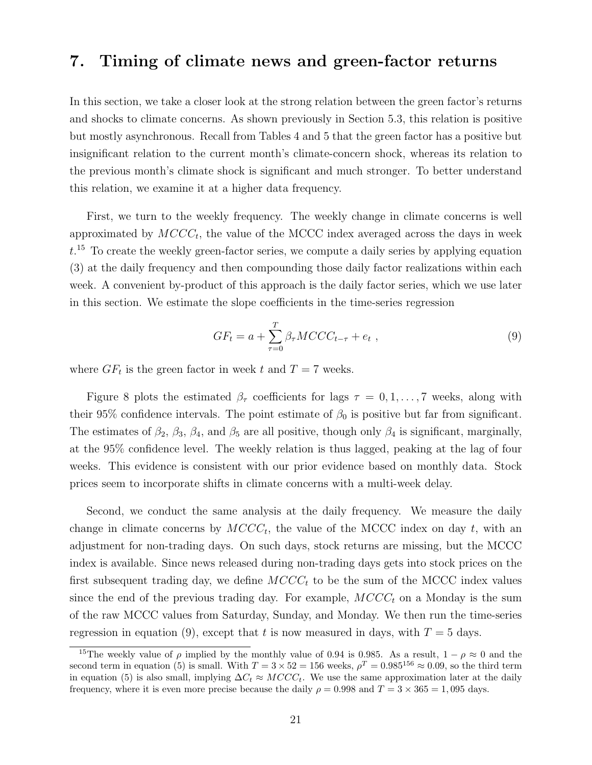## 7. Timing of climate news and green-factor returns

In this section, we take a closer look at the strong relation between the green factor's returns and shocks to climate concerns. As shown previously in Section 5.3, this relation is positive but mostly asynchronous. Recall from Tables 4 and 5 that the green factor has a positive but insignificant relation to the current month's climate-concern shock, whereas its relation to the previous month's climate shock is significant and much stronger. To better understand this relation, we examine it at a higher data frequency.

First, we turn to the weekly frequency. The weekly change in climate concerns is well approximated by $MCCC_t$, the value of the MCCC index averaged across the days in week $t$.[15] To create the weekly green-factor series, we compute a daily series by applying equation (3) at the daily frequency and then compounding those daily factor realizations within each week. A convenient by-product of this approach is the daily factor series, which we use later in this section. We estimate the slope coefficients in the time-series regression

$$GF_t = a + \sum_{\tau=0}^{T} \beta_\tau MCCC_{t-\tau} + e_t \ , \tag{9}$$

where $GF_t$ is the green factor in week $t$ and $T = 7$ weeks.

Figure 8 plots the estimated $\beta_\tau$ coefficients for lags $\tau = 0, 1, \ldots, 7$ weeks, along with their 95% confidence intervals. The point estimate of $\beta_0$ is positive but far from significant. The estimates of $\beta_2$, $\beta_3$, $\beta_4$, and $\beta_5$ are all positive, though only $\beta_4$ is significant, marginally, at the 95% confidence level. The weekly relation is thus lagged, peaking at the lag of four weeks. This evidence is consistent with our prior evidence based on monthly data. Stock prices seem to incorporate shifts in climate concerns with a multi-week delay.

Second, we conduct the same analysis at the daily frequency. We measure the daily change in climate concerns by $MCCC_t$, the value of the MCCC index on day $t$, with an adjustment for non-trading days. On such days, stock returns are missing, but the MCCC index is available. Since news released during non-trading days gets into stock prices on the first subsequent trading day, we define $MCCC_t$ to be the sum of the MCCC index values since the end of the previous trading day. For example, $MCCC_t$ on a Monday is the sum of the raw MCCC values from Saturday, Sunday, and Monday. We then run the time-series regression in equation (9), except that $t$ is now measured in days, with $T = 5$ days.

[15] The weekly value of $\rho$ implied by the monthly value of 0.94 is 0.985. As a result, $1 - \rho \approx 0$ and the second term in equation (5) is small. With $T = 3 \times 52 = 156$ weeks, $\rho^T = 0.985^{156} \approx 0.09$, so the third term in equation (5) is also small, implying $\Delta C_t \approx MCCC_t$. We use the same approximation later at the daily frequency, where it is even more precise because the daily $\rho = 0.998$ and $T = 3 \times 365 = 1,095$ days.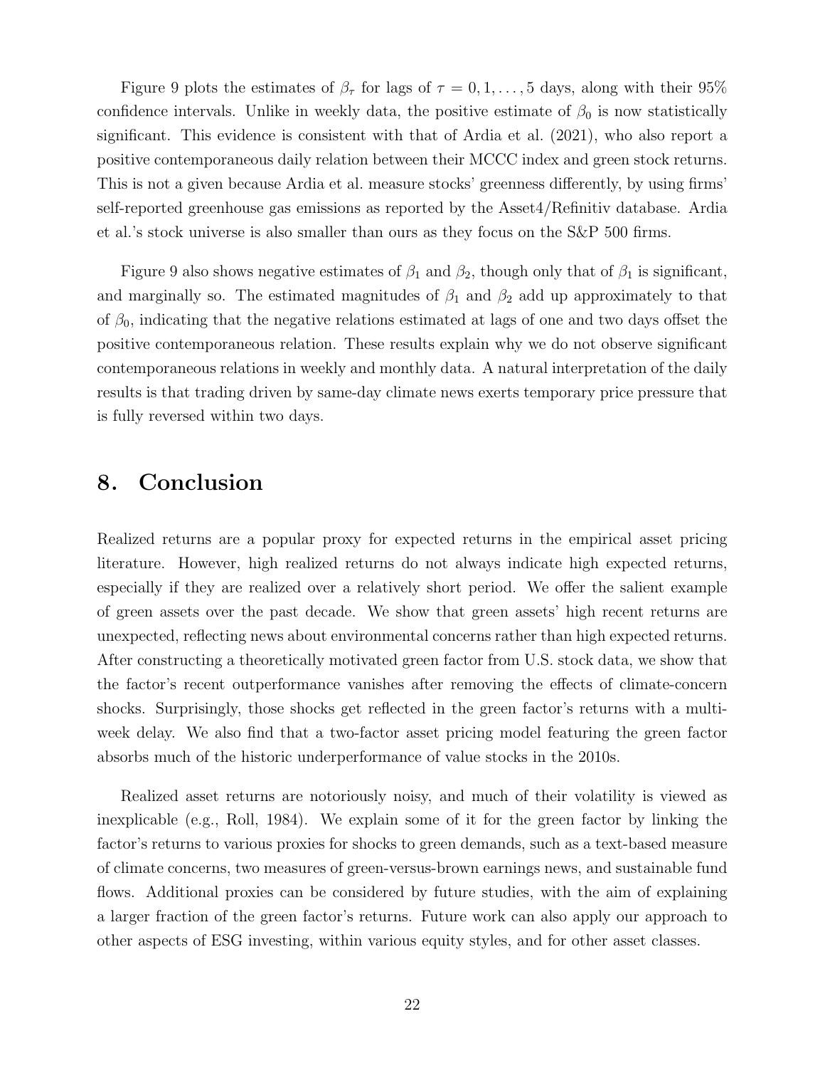Figure 9 plots the estimates of $\beta_\tau$ for lags of $\tau = 0, 1, \ldots, 5$ days, along with their 95% confidence intervals. Unlike in weekly data, the positive estimate of $\beta_0$ is now statistically significant. This evidence is consistent with that of Ardia et al. (2021), who also report a positive contemporaneous daily relation between their MCCC index and green stock returns. This is not a given because Ardia et al. measure stocks' greenness differently, by using firms' self-reported greenhouse gas emissions as reported by the Asset4/Refinitiv database. Ardia et al.'s stock universe is also smaller than ours as they focus on the S&P 500 firms.

Figure 9 also shows negative estimates of $\beta_1$ and $\beta_2$, though only that of $\beta_1$ is significant, and marginally so. The estimated magnitudes of $\beta_1$ and $\beta_2$ add up approximately to that of $\beta_0$, indicating that the negative relations estimated at lags of one and two days offset the positive contemporaneous relation. These results explain why we do not observe significant contemporaneous relations in weekly and monthly data. A natural interpretation of the daily results is that trading driven by same-day climate news exerts temporary price pressure that is fully reversed within two days.

# 8. Conclusion

Realized returns are a popular proxy for expected returns in the empirical asset pricing literature. However, high realized returns do not always indicate high expected returns, especially if they are realized over a relatively short period. We offer the salient example of green assets over the past decade. We show that green assets' high recent returns are unexpected, reflecting news about environmental concerns rather than high expected returns. After constructing a theoretically motivated green factor from U.S. stock data, we show that the factor's recent outperformance vanishes after removing the effects of climate-concern shocks. Surprisingly, those shocks get reflected in the green factor's returns with a multi-week delay. We also find that a two-factor asset pricing model featuring the green factor absorbs much of the historic underperformance of value stocks in the 2010s.

Realized asset returns are notoriously noisy, and much of their volatility is viewed as inexplicable (e.g., Roll, 1984). We explain some of it for the green factor by linking the factor's returns to various proxies for shocks to green demands, such as a text-based measure of climate concerns, two measures of green-versus-brown earnings news, and sustainable fund flows. Additional proxies can be considered by future studies, with the aim of explaining a larger fraction of the green factor's returns. Future work can also apply our approach to other aspects of ESG investing, within various equity styles, and for other asset classes.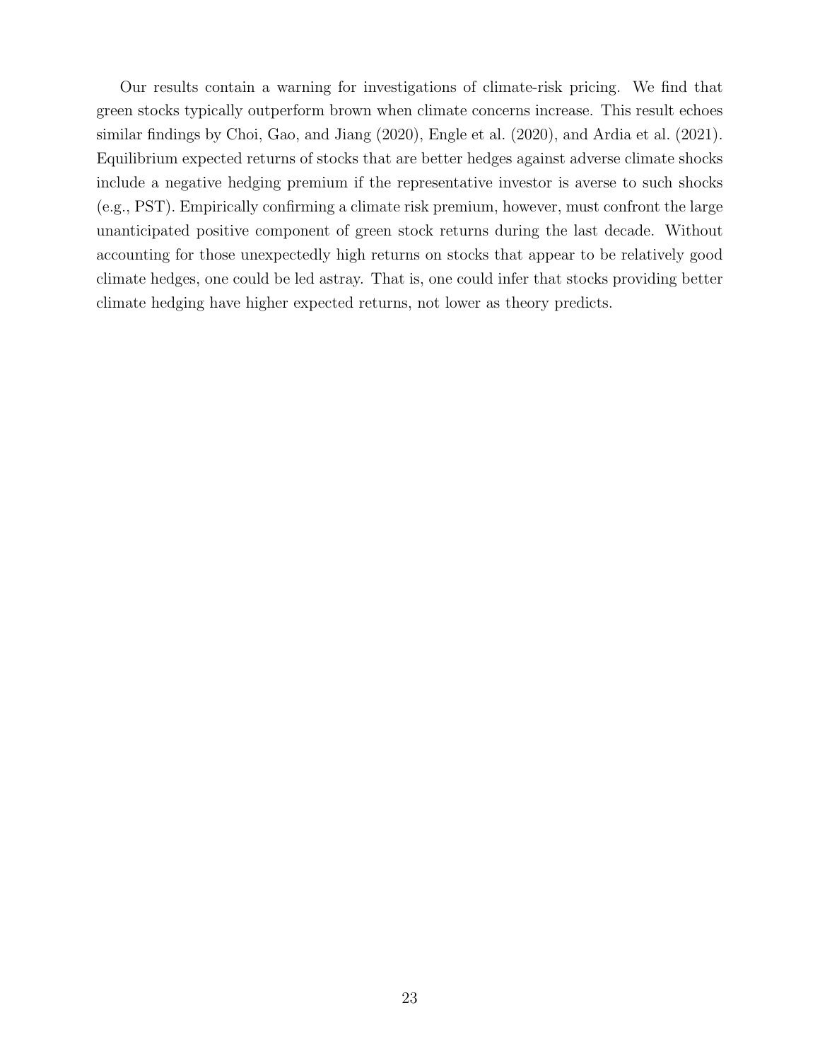Our results contain a warning for investigations of climate-risk pricing. We find that green stocks typically outperform brown when climate concerns increase. This result echoes similar findings by Choi, Gao, and Jiang (2020), Engle et al. (2020), and Ardia et al. (2021). Equilibrium expected returns of stocks that are better hedges against adverse climate shocks include a negative hedging premium if the representative investor is averse to such shocks (e.g., PST). Empirically confirming a climate risk premium, however, must confront the large unanticipated positive component of green stock returns during the last decade. Without accounting for those unexpectedly high returns on stocks that appear to be relatively good climate hedges, one could be led astray. That is, one could infer that stocks providing better climate hedging have higher expected returns, not lower as theory predicts.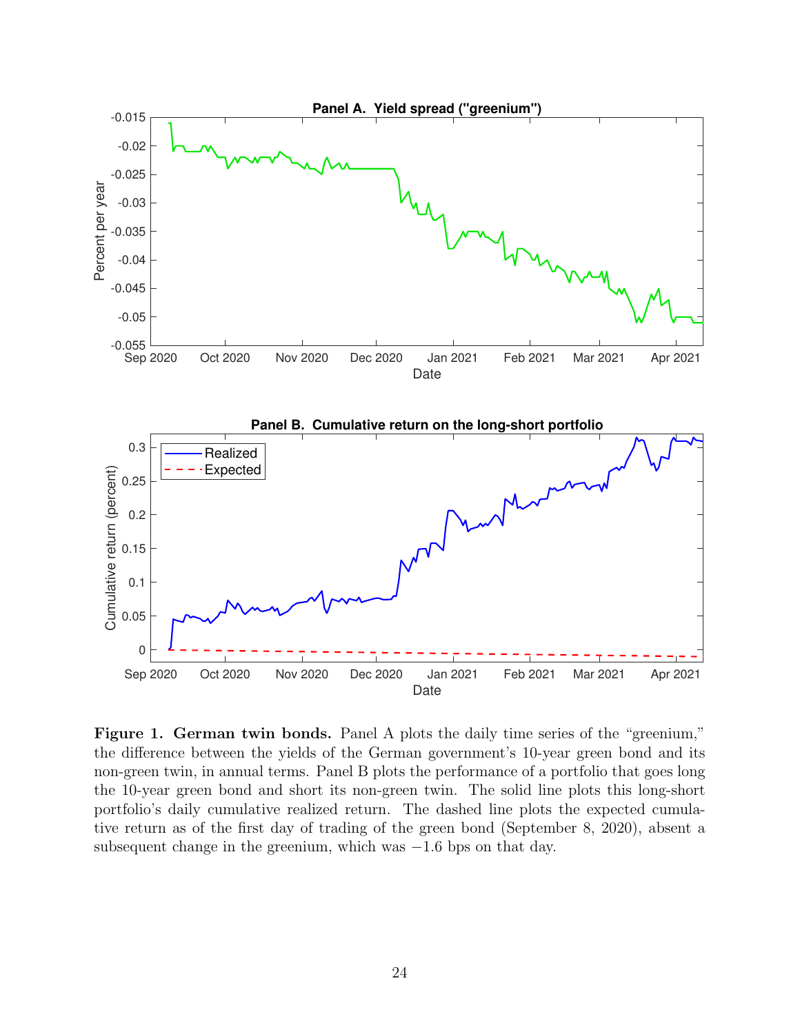**Figure 1. German twin bonds.** Panel A plots the daily time series of the "greenium," the difference between the yields of the German government's 10-year green bond and its non-green twin, in annual terms. Panel B plots the performance of a portfolio that goes long the 10-year green bond and short its non-green twin. The solid line plots this long-short portfolio's daily cumulative realized return. The dashed line plots the expected cumulative return as of the first day of trading of the green bond (September 8, 2020), absent a subsequent change in the greenium, which was $-1.6$ bps on that day.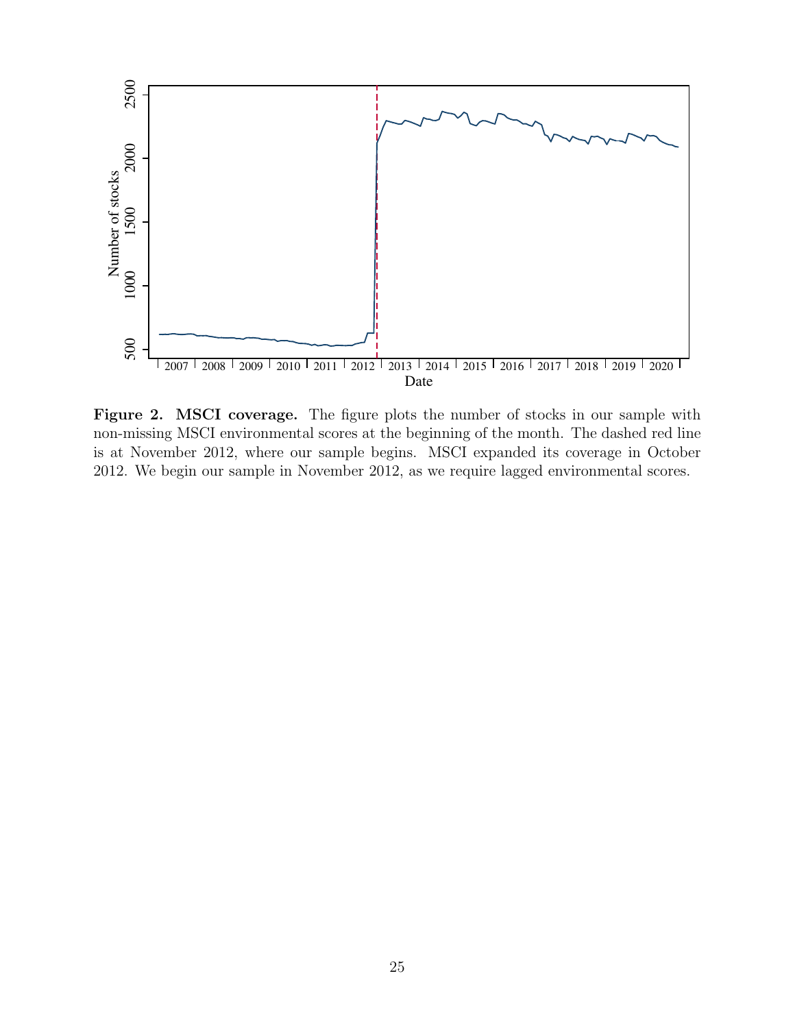**Figure 2. MSCI coverage.** The figure plots the number of stocks in our sample with non-missing MSCI environmental scores at the beginning of the month. The dashed red line is at November 2012, where our sample begins. MSCI expanded its coverage in October 2012. We begin our sample in November 2012, as we require lagged environmental scores.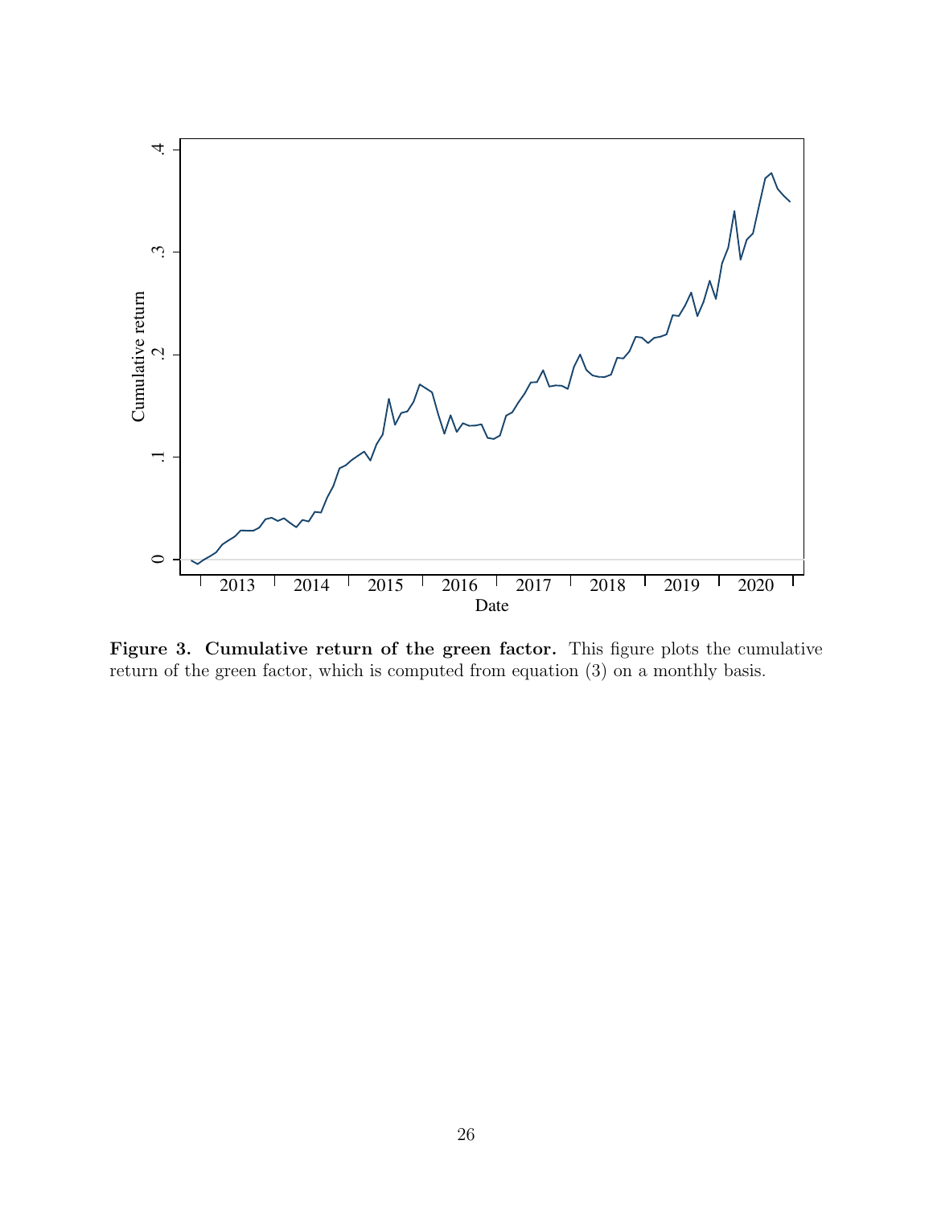**Figure 3. Cumulative return of the green factor.** This figure plots the cumulative return of the green factor, which is computed from equation (3) on a monthly basis.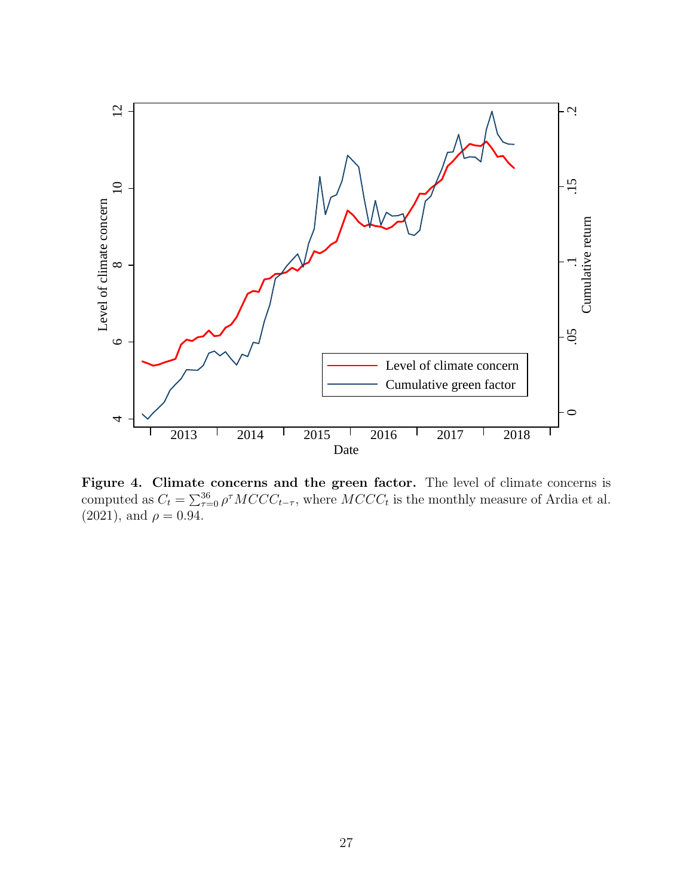**Figure 4. Climate concerns and the green factor.** The level of climate concerns is computed as $C_t = \sum_{\tau=0}^{36} \rho^{\tau} MCCC_{t-\tau}$, where $MCCC_t$ is the monthly measure of Ardia et al. (2021), and $\rho = 0.94$.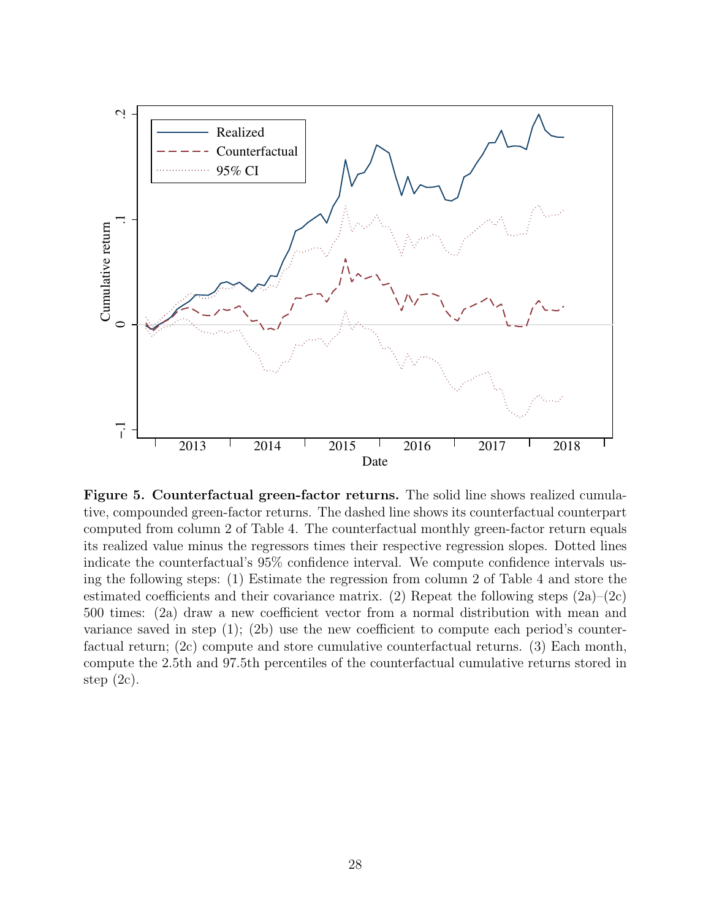**Figure 5. Counterfactual green-factor returns.** The solid line shows realized cumulative, compounded green-factor returns. The dashed line shows its counterfactual counterpart computed from column 2 of Table 4. The counterfactual monthly green-factor return equals its realized value minus the regressors times their respective regression slopes. Dotted lines indicate the counterfactual's 95% confidence interval. We compute confidence intervals using the following steps: (1) Estimate the regression from column 2 of Table 4 and store the estimated coefficients and their covariance matrix. (2) Repeat the following steps (2a)–(2c) 500 times: (2a) draw a new coefficient vector from a normal distribution with mean and variance saved in step (1); (2b) use the new coefficient to compute each period's counterfactual return; (2c) compute and store cumulative counterfactual returns. (3) Each month, compute the 2.5th and 97.5th percentiles of the counterfactual cumulative returns stored in step (2c).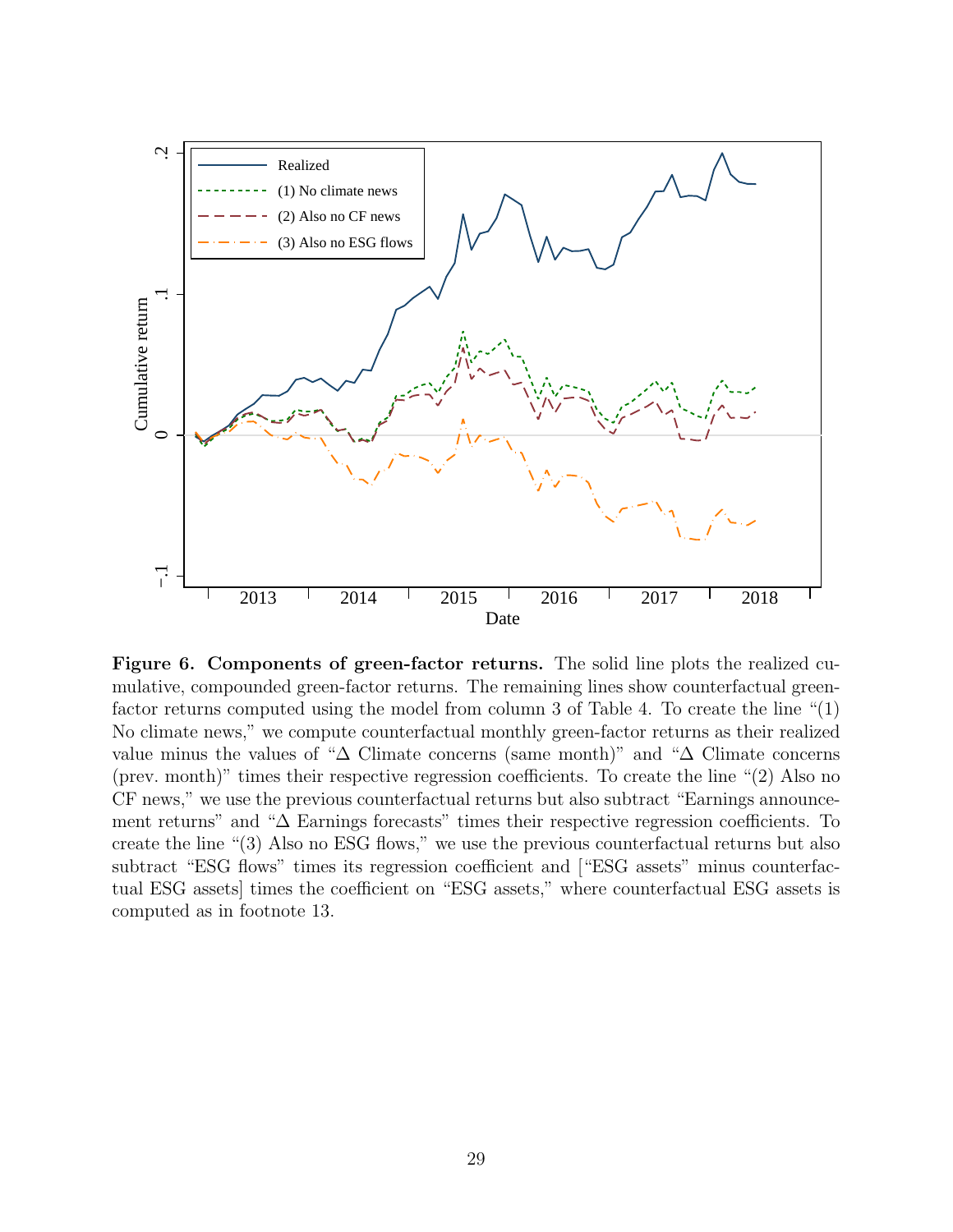**Figure 6. Components of green-factor returns.** The solid line plots the realized cumulative, compounded green-factor returns. The remaining lines show counterfactual green-factor returns computed using the model from column 3 of Table 4. To create the line "(1) No climate news," we compute counterfactual monthly green-factor returns as their realized value minus the values of "Δ Climate concerns (same month)" and "Δ Climate concerns (prev. month)" times their respective regression coefficients. To create the line "(2) Also no CF news," we use the previous counterfactual returns but also subtract "Earnings announcement returns" and "Δ Earnings forecasts" times their respective regression coefficients. To create the line "(3) Also no ESG flows," we use the previous counterfactual returns but also subtract "ESG flows" times its regression coefficient and ["ESG assets" minus counterfactual ESG assets] times the coefficient on "ESG assets," where counterfactual ESG assets is computed as in footnote 13.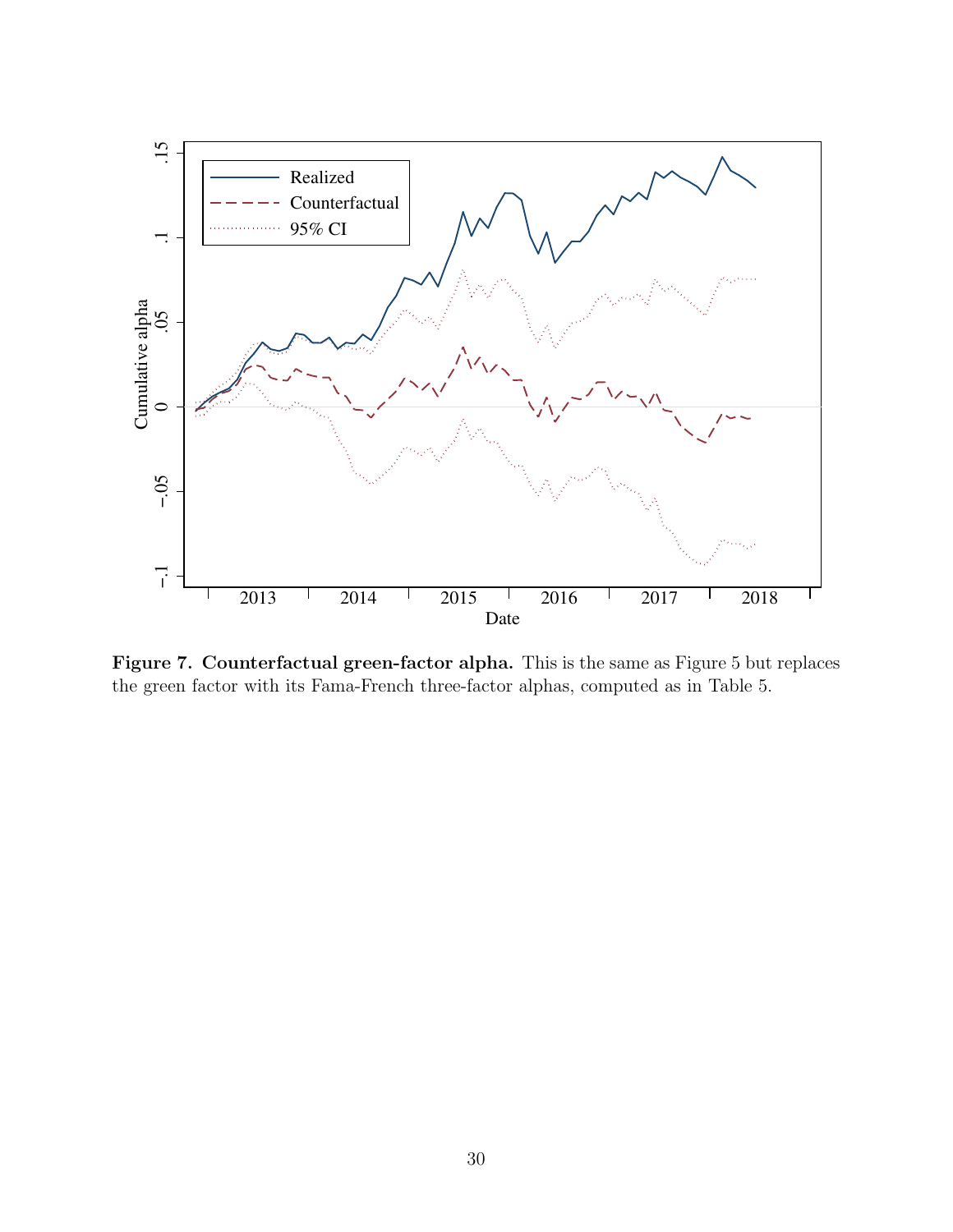**Figure 7. Counterfactual green-factor alpha.** This is the same as Figure 5 but replaces the green factor with its Fama-French three-factor alphas, computed as in Table 5.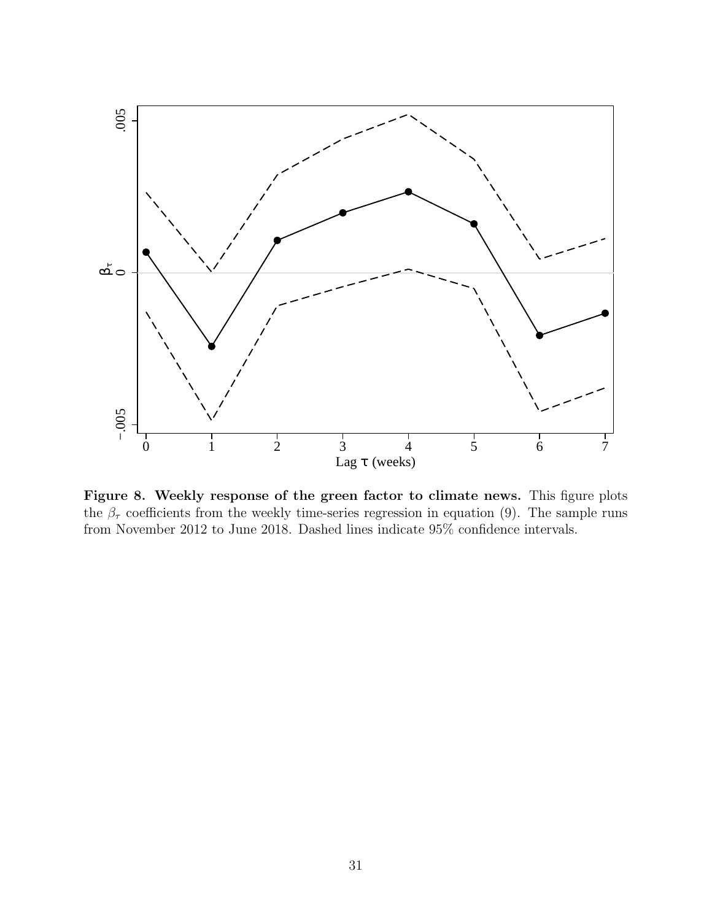**Figure 8. Weekly response of the green factor to climate news.** This figure plots the $\beta_\tau$ coefficients from the weekly time-series regression in equation (9). The sample runs from November 2012 to June 2018. Dashed lines indicate 95% confidence intervals.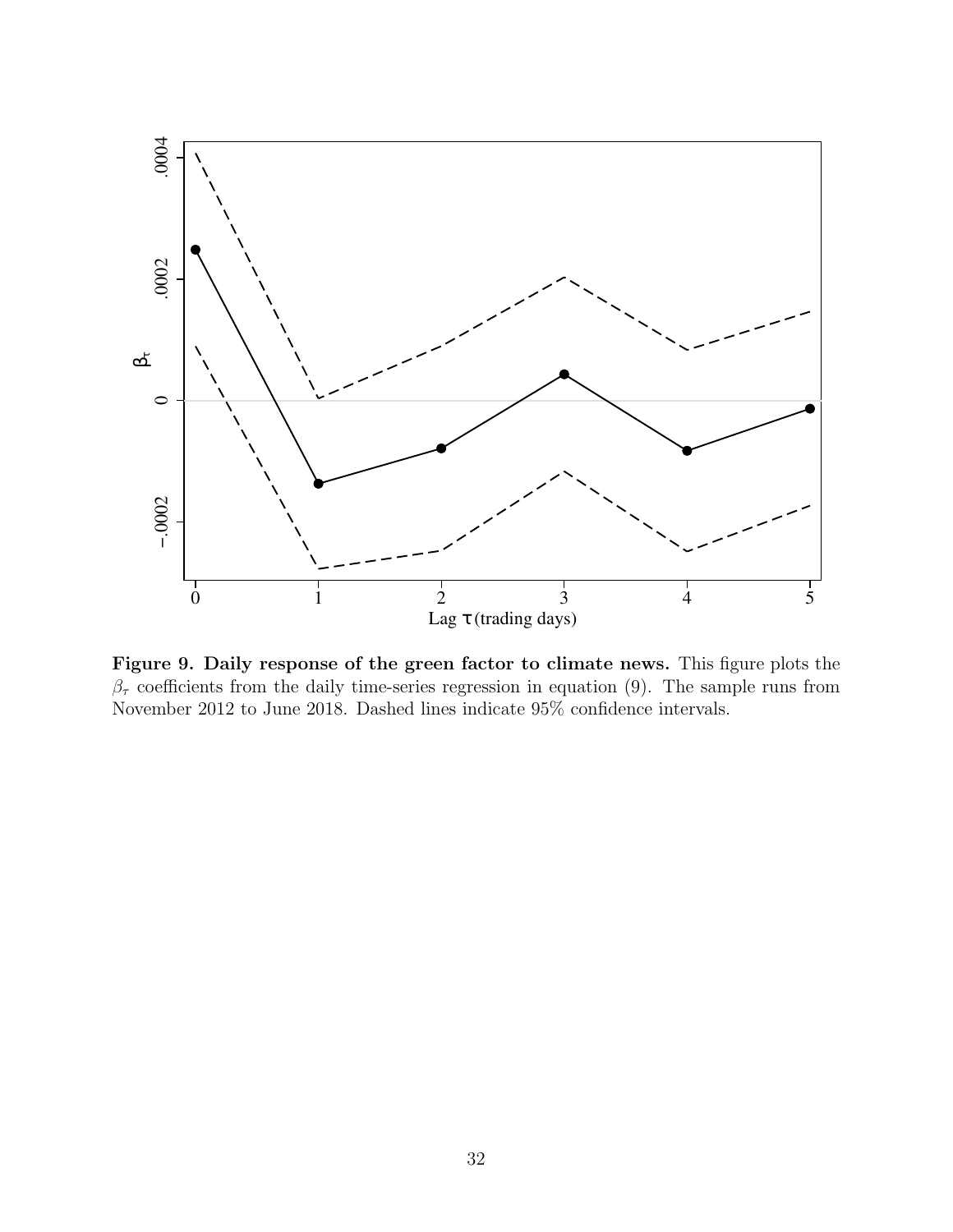**Figure 9. Daily response of the green factor to climate news.** This figure plots the $\beta_\tau$ coefficients from the daily time-series regression in equation (9). The sample runs from November 2012 to June 2018. Dashed lines indicate 95% confidence intervals.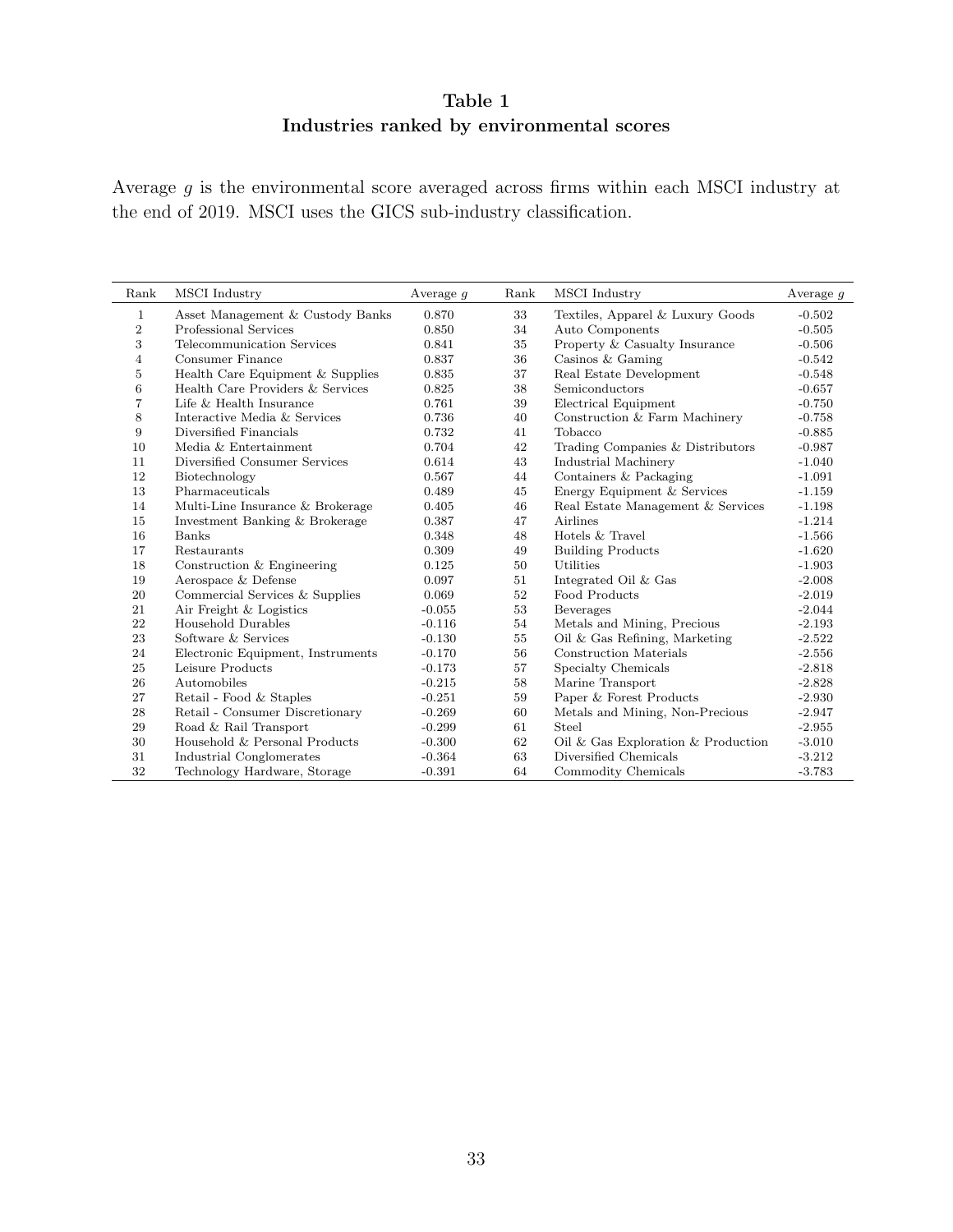## Table 1

## Industries ranked by environmental scores

Average $g$ is the environmental score averaged across firms within each MSCI industry at the end of 2019. MSCI uses the GICS sub-industry classification.

| Rank | MSCI Industry | Average $g$ | Rank | MSCI Industry | Average $g$ |
|---|---|---|---|---|---|
| 1 | Asset Management & Custody Banks | 0.870 | 33 | Textiles, Apparel & Luxury Goods | -0.502 |
| 2 | Professional Services | 0.850 | 34 | Auto Components | -0.505 |
| 3 | Telecommunication Services | 0.841 | 35 | Property & Casualty Insurance | -0.506 |
| 4 | Consumer Finance | 0.837 | 36 | Casinos & Gaming | -0.542 |
| 5 | Health Care Equipment & Supplies | 0.835 | 37 | Real Estate Development | -0.548 |
| 6 | Health Care Providers & Services | 0.825 | 38 | Semiconductors | -0.657 |
| 7 | Life & Health Insurance | 0.761 | 39 | Electrical Equipment | -0.750 |
| 8 | Interactive Media & Services | 0.736 | 40 | Construction & Farm Machinery | -0.758 |
| 9 | Diversified Financials | 0.732 | 41 | Tobacco | -0.885 |
| 10 | Media & Entertainment | 0.704 | 42 | Trading Companies & Distributors | -0.987 |
| 11 | Diversified Consumer Services | 0.614 | 43 | Industrial Machinery | -1.040 |
| 12 | Biotechnology | 0.567 | 44 | Containers & Packaging | -1.091 |
| 13 | Pharmaceuticals | 0.489 | 45 | Energy Equipment & Services | -1.159 |
| 14 | Multi-Line Insurance & Brokerage | 0.405 | 46 | Real Estate Management & Services | -1.198 |
| 15 | Investment Banking & Brokerage | 0.387 | 47 | Airlines | -1.214 |
| 16 | Banks | 0.348 | 48 | Hotels & Travel | -1.566 |
| 17 | Restaurants | 0.309 | 49 | Building Products | -1.620 |
| 18 | Construction & Engineering | 0.125 | 50 | Utilities | -1.903 |
| 19 | Aerospace & Defense | 0.097 | 51 | Integrated Oil & Gas | -2.008 |
| 20 | Commercial Services & Supplies | 0.069 | 52 | Food Products | -2.019 |
| 21 | Air Freight & Logistics | -0.055 | 53 | Beverages | -2.044 |
| 22 | Household Durables | -0.116 | 54 | Metals and Mining, Precious | -2.193 |
| 23 | Software & Services | -0.130 | 55 | Oil & Gas Refining, Marketing | -2.522 |
| 24 | Electronic Equipment, Instruments | -0.170 | 56 | Construction Materials | -2.556 |
| 25 | Leisure Products | -0.173 | 57 | Specialty Chemicals | -2.818 |
| 26 | Automobiles | -0.215 | 58 | Marine Transport | -2.828 |
| 27 | Retail - Food & Staples | -0.251 | 59 | Paper & Forest Products | -2.930 |
| 28 | Retail - Consumer Discretionary | -0.269 | 60 | Metals and Mining, Non-Precious | -2.947 |
| 29 | Road & Rail Transport | -0.299 | 61 | Steel | -2.955 |
| 30 | Household & Personal Products | -0.300 | 62 | Oil & Gas Exploration & Production | -3.010 |
| 31 | Industrial Conglomerates | -0.364 | 63 | Diversified Chemicals | -3.212 |
| 32 | Technology Hardware, Storage | -0.391 | 64 | Commodity Chemicals | -3.783 |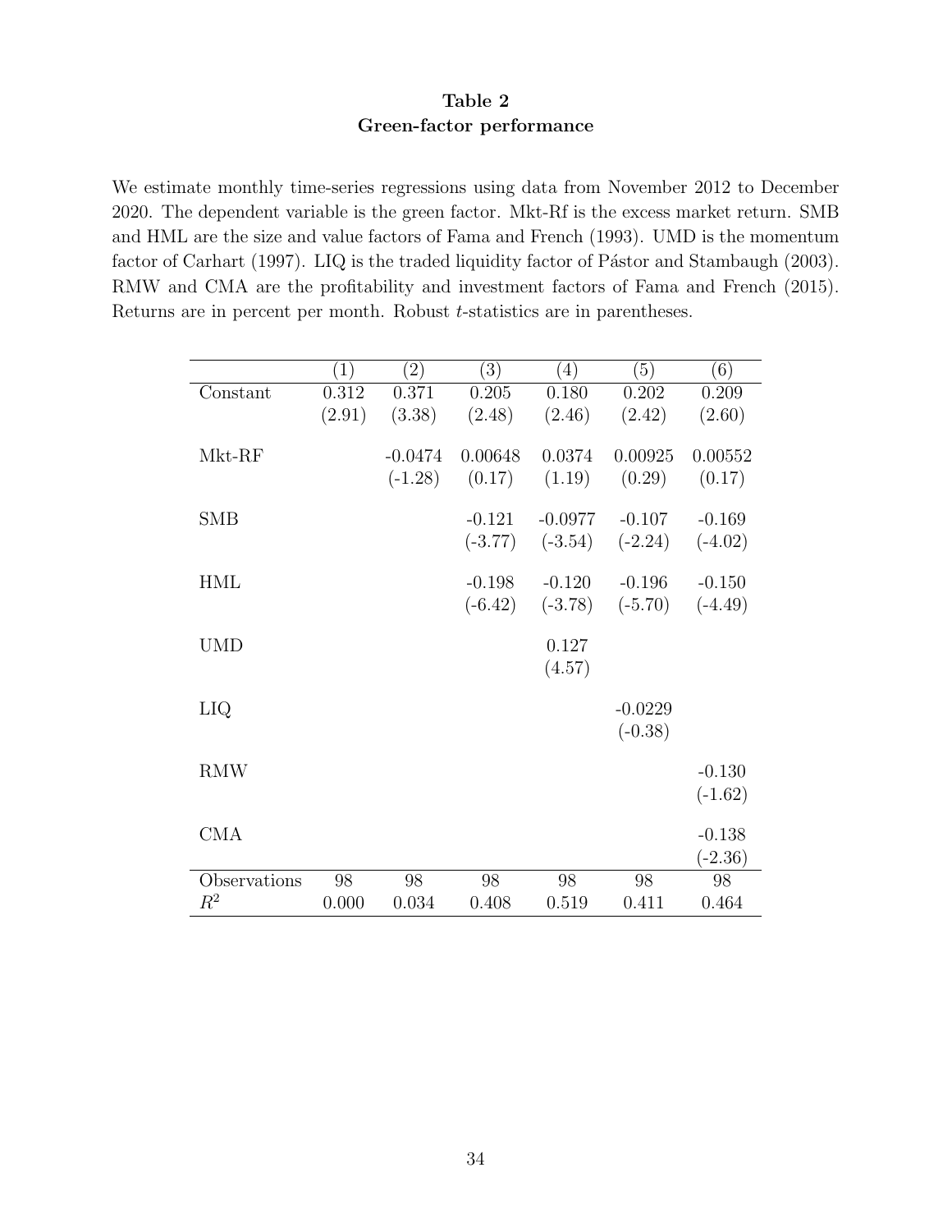**Table 2**
**Green-factor performance**

We estimate monthly time-series regressions using data from November 2012 to December 2020. The dependent variable is the green factor. Mkt-Rf is the excess market return. SMB and HML are the size and value factors of Fama and French (1993). UMD is the momentum factor of Carhart (1997). LIQ is the traded liquidity factor of Pástor and Stambaugh (2003). RMW and CMA are the profitability and investment factors of Fama and French (2015). Returns are in percent per month. Robust $t$-statistics are in parentheses.

| | (1) | (2) | (3) | (4) | (5) | (6) |
|---|---|---|---|---|---|---|
| Constant | 0.312 | 0.371 | 0.205 | 0.180 | 0.202 | 0.209 |
| | (2.91) | (3.38) | (2.48) | (2.46) | (2.42) | (2.60) |
| Mkt-RF | | -0.0474 | 0.00648 | 0.0374 | 0.00925 | 0.00552 |
| | | (-1.28) | (0.17) | (1.19) | (0.29) | (0.17) |
| SMB | | | -0.121 | -0.0977 | -0.107 | -0.169 |
| | | | (-3.77) | (-3.54) | (-2.24) | (-4.02) |
| HML | | | -0.198 | -0.120 | -0.196 | -0.150 |
| | | | (-6.42) | (-3.78) | (-5.70) | (-4.49) |
| UMD | | | | 0.127 | | |
| | | | | (4.57) | | |
| LIQ | | | | | -0.0229 | |
| | | | | | (-0.38) | |
| RMW | | | | | | -0.130 |
| | | | | | | (-1.62) |
| CMA | | | | | | -0.138 |
| | | | | | | (-2.36) |
| Observations | 98 | 98 | 98 | 98 | 98 | 98 |
| $R^2$ | 0.000 | 0.034 | 0.408 | 0.519 | 0.411 | 0.464 |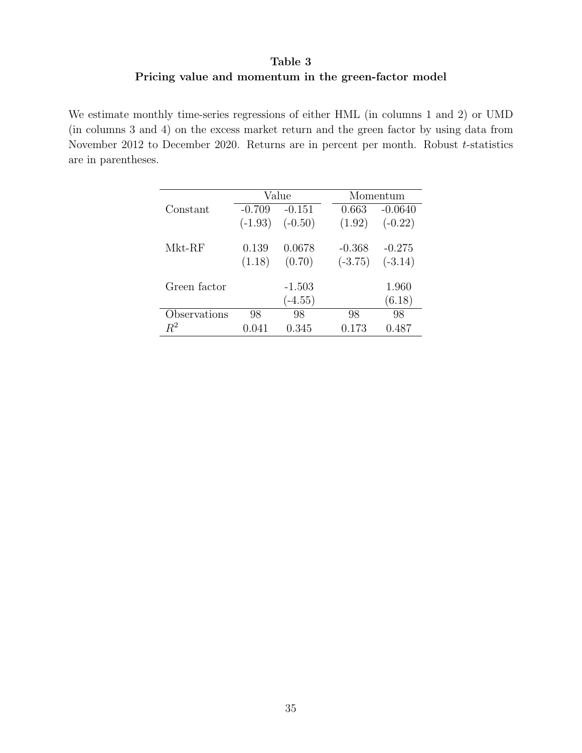## Table 3
## Pricing value and momentum in the green-factor model

We estimate monthly time-series regressions of either HML (in columns 1 and 2) or UMD (in columns 3 and 4) on the excess market return and the green factor by using data from November 2012 to December 2020. Returns are in percent per month. Robust *t*-statistics are in parentheses.

| | Value | | Momentum | |
|---|---|---|---|---|
| Constant | -0.709 | -0.151 | 0.663 | -0.0640 |
| | (-1.93) | (-0.50) | (1.92) | (-0.22) |
| Mkt-RF | 0.139 | 0.0678 | -0.368 | -0.275 |
| | (1.18) | (0.70) | (-3.75) | (-3.14) |
| Green factor | | -1.503 | | 1.960 |
| | | (-4.55) | | (6.18) |
| Observations | 98 | 98 | 98 | 98 |
| $R^2$ | 0.041 | 0.345 | 0.173 | 0.487 |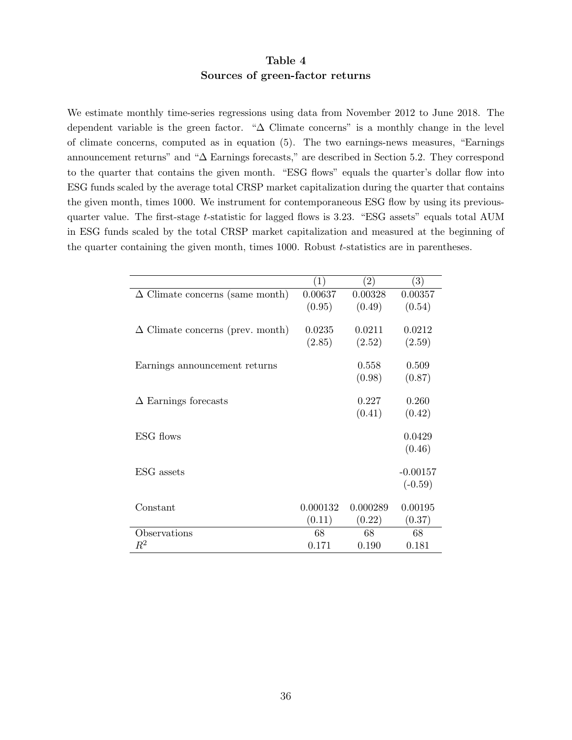# Table 4
## Sources of green-factor returns

We estimate monthly time-series regressions using data from November 2012 to June 2018. The dependent variable is the green factor. "$\Delta$ Climate concerns" is a monthly change in the level of climate concerns, computed as in equation (5). The two earnings-news measures, "Earnings announcement returns" and "$\Delta$ Earnings forecasts," are described in Section 5.2. They correspond to the quarter that contains the given month. "ESG flows" equals the quarter's dollar flow into ESG funds scaled by the average total CRSP market capitalization during the quarter that contains the given month, times 1000. We instrument for contemporaneous ESG flow by using its previous-quarter value. The first-stage $t$-statistic for lagged flows is 3.23. "ESG assets" equals total AUM in ESG funds scaled by the total CRSP market capitalization and measured at the beginning of the quarter containing the given month, times 1000. Robust $t$-statistics are in parentheses.

| | (1) | (2) | (3) |
|---|---|---|---|
| $\Delta$ Climate concerns (same month) | 0.00637 | 0.00328 | 0.00357 |
| | (0.95) | (0.49) | (0.54) |
| $\Delta$ Climate concerns (prev. month) | 0.0235 | 0.0211 | 0.0212 |
| | (2.85) | (2.52) | (2.59) |
| Earnings announcement returns | | 0.558 | 0.509 |
| | | (0.98) | (0.87) |
| $\Delta$ Earnings forecasts | | 0.227 | 0.260 |
| | | (0.41) | (0.42) |
| ESG flows | | | 0.0429 |
| | | | (0.46) |
| ESG assets | | | -0.00157 |
| | | | (-0.59) |
| Constant | 0.000132 | 0.000289 | 0.00195 |
| | (0.11) | (0.22) | (0.37) |
| Observations | 68 | 68 | 68 |
| $R^2$ | 0.171 | 0.190 | 0.181 |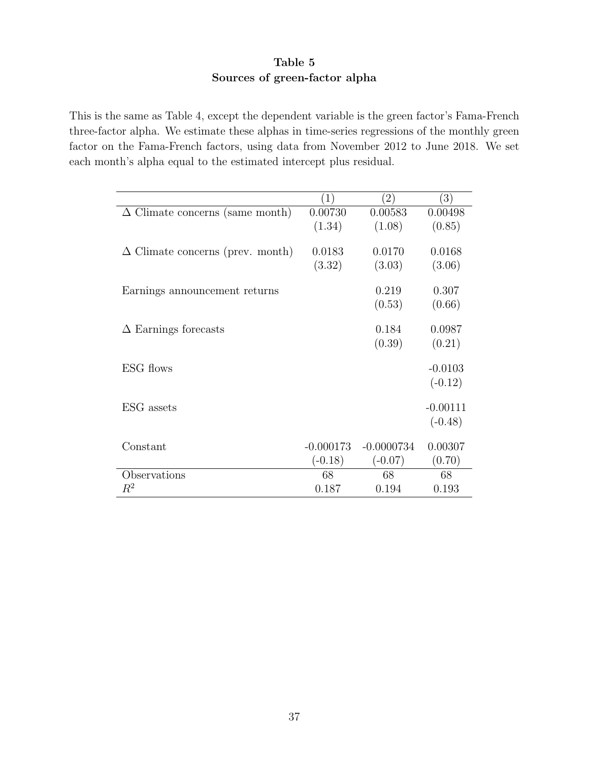**Table 5**
**Sources of green-factor alpha**

This is the same as Table 4, except the dependent variable is the green factor's Fama-French three-factor alpha. We estimate these alphas in time-series regressions of the monthly green factor on the Fama-French factors, using data from November 2012 to June 2018. We set each month's alpha equal to the estimated intercept plus residual.

| | (1) | (2) | (3) |
|---|---|---|---|
| $\Delta$ Climate concerns (same month) | 0.00730 | 0.00583 | 0.00498 |
| | (1.34) | (1.08) | (0.85) |
| $\Delta$ Climate concerns (prev. month) | 0.0183 | 0.0170 | 0.0168 |
| | (3.32) | (3.03) | (3.06) |
| Earnings announcement returns | | 0.219 | 0.307 |
| | | (0.53) | (0.66) |
| $\Delta$ Earnings forecasts | | 0.184 | 0.0987 |
| | | (0.39) | (0.21) |
| ESG flows | | | -0.0103 |
| | | | (-0.12) |
| ESG assets | | | -0.00111 |
| | | | (-0.48) |
| Constant | -0.000173 | -0.0000734 | 0.00307 |
| | (-0.18) | (-0.07) | (0.70) |
| Observations | 68 | 68 | 68 |
| $R^2$ | 0.187 | 0.194 | 0.193 |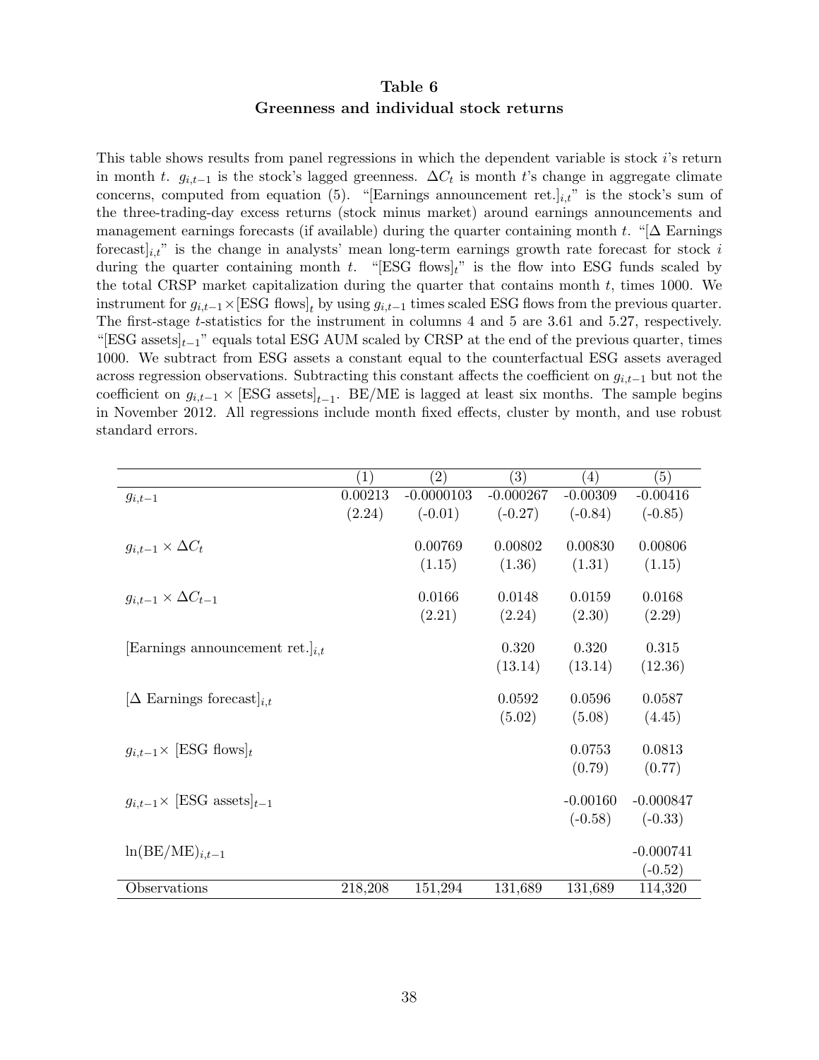## Table 6
## Greenness and individual stock returns

This table shows results from panel regressions in which the dependent variable is stock $i$'s return in month $t$. $g_{i,t-1}$ is the stock's lagged greenness. $\Delta C_t$ is month $t$'s change in aggregate climate concerns, computed from equation (5). "[Earnings announcement ret.]$_{i,t}$" is the stock's sum of the three-trading-day excess returns (stock minus market) around earnings announcements and management earnings forecasts (if available) during the quarter containing month $t$. "[$\Delta$ Earnings forecast]$_{i,t}$" is the change in analysts' mean long-term earnings growth rate forecast for stock $i$ during the quarter containing month $t$. "[ESG flows]$_t$" is the flow into ESG funds scaled by the total CRSP market capitalization during the quarter that contains month $t$, times 1000. We instrument for $g_{i,t-1} \times$[ESG flows]$_t$ by using $g_{i,t-1}$ times scaled ESG flows from the previous quarter. The first-stage $t$-statistics for the instrument in columns 4 and 5 are 3.61 and 5.27, respectively. "[ESG assets]$_{t-1}$" equals total ESG AUM scaled by CRSP at the end of the previous quarter, times 1000. We subtract from ESG assets a constant equal to the counterfactual ESG assets averaged across regression observations. Subtracting this constant affects the coefficient on $g_{i,t-1}$ but not the coefficient on $g_{i,t-1} \times$ [ESG assets]$_{t-1}$. BE/ME is lagged at least six months. The sample begins in November 2012. All regressions include month fixed effects, cluster by month, and use robust standard errors.

| | (1) | (2) | (3) | (4) | (5) |
|---|---|---|---|---|---|
| $g_{i,t-1}$ | 0.00213 | -0.0000103 | -0.000267 | -0.00309 | -0.00416 |
| | (2.24) | (-0.01) | (-0.27) | (-0.84) | (-0.85) |
| $g_{i,t-1} \times \Delta C_t$ | | 0.00769 | 0.00802 | 0.00830 | 0.00806 |
| | | (1.15) | (1.36) | (1.31) | (1.15) |
| $g_{i,t-1} \times \Delta C_{t-1}$ | | 0.0166 | 0.0148 | 0.0159 | 0.0168 |
| | | (2.21) | (2.24) | (2.30) | (2.29) |
| [Earnings announcement ret.]$_{i,t}$ | | | 0.320 | 0.320 | 0.315 |
| | | | (13.14) | (13.14) | (12.36) |
| [$\Delta$ Earnings forecast]$_{i,t}$ | | | 0.0592 | 0.0596 | 0.0587 |
| | | | (5.02) | (5.08) | (4.45) |
| $g_{i,t-1}\times$ [ESG flows]$_t$ | | | | 0.0753 | 0.0813 |
| | | | | (0.79) | (0.77) |
| $g_{i,t-1}\times$ [ESG assets]$_{t-1}$ | | | | -0.00160 | -0.000847 |
| | | | | (-0.58) | (-0.33) |
| $\ln(\text{BE/ME})_{i,t-1}$ | | | | | -0.000741 |
| | | | | | (-0.52) |
| Observations | 218,208 | 151,294 | 131,689 | 131,689 | 114,320 |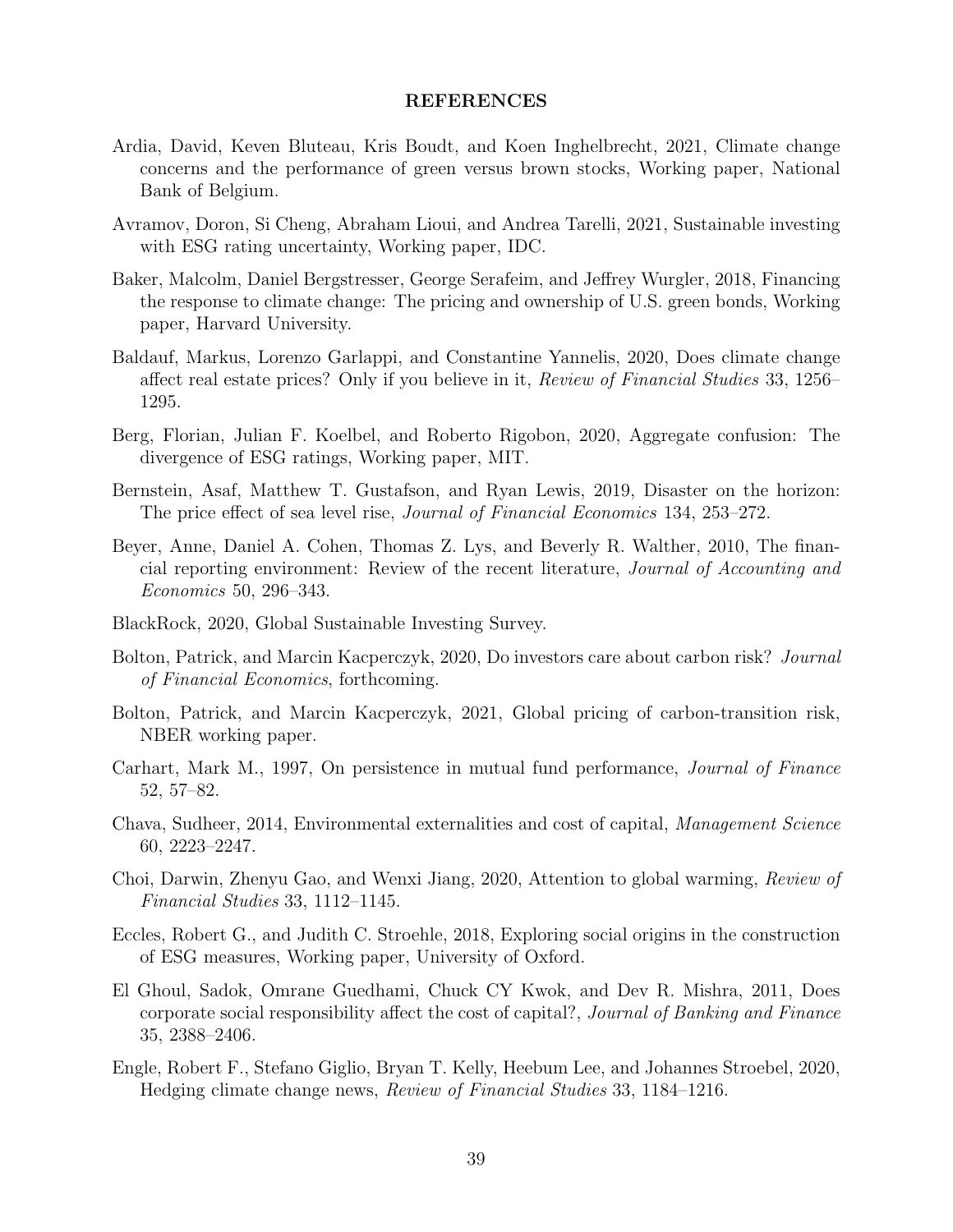## REFERENCES

Ardia, David, Keven Bluteau, Kris Boudt, and Koen Inghelbrecht, 2021, Climate change concerns and the performance of green versus brown stocks, Working paper, National Bank of Belgium.

Avramov, Doron, Si Cheng, Abraham Lioui, and Andrea Tarelli, 2021, Sustainable investing with ESG rating uncertainty, Working paper, IDC.

Baker, Malcolm, Daniel Bergstresser, George Serafeim, and Jeffrey Wurgler, 2018, Financing the response to climate change: The pricing and ownership of U.S. green bonds, Working paper, Harvard University.

Baldauf, Markus, Lorenzo Garlappi, and Constantine Yannelis, 2020, Does climate change affect real estate prices? Only if you believe in it, *Review of Financial Studies* 33, 1256–1295.

Berg, Florian, Julian F. Koelbel, and Roberto Rigobon, 2020, Aggregate confusion: The divergence of ESG ratings, Working paper, MIT.

Bernstein, Asaf, Matthew T. Gustafson, and Ryan Lewis, 2019, Disaster on the horizon: The price effect of sea level rise, *Journal of Financial Economics* 134, 253–272.

Beyer, Anne, Daniel A. Cohen, Thomas Z. Lys, and Beverly R. Walther, 2010, The financial reporting environment: Review of the recent literature, *Journal of Accounting and Economics* 50, 296–343.

BlackRock, 2020, Global Sustainable Investing Survey.

Bolton, Patrick, and Marcin Kacperczyk, 2020, Do investors care about carbon risk? *Journal of Financial Economics*, forthcoming.

Bolton, Patrick, and Marcin Kacperczyk, 2021, Global pricing of carbon-transition risk, NBER working paper.

Carhart, Mark M., 1997, On persistence in mutual fund performance, *Journal of Finance* 52, 57–82.

Chava, Sudheer, 2014, Environmental externalities and cost of capital, *Management Science* 60, 2223–2247.

Choi, Darwin, Zhenyu Gao, and Wenxi Jiang, 2020, Attention to global warming, *Review of Financial Studies* 33, 1112–1145.

Eccles, Robert G., and Judith C. Stroehle, 2018, Exploring social origins in the construction of ESG measures, Working paper, University of Oxford.

El Ghoul, Sadok, Omrane Guedhami, Chuck CY Kwok, and Dev R. Mishra, 2011, Does corporate social responsibility affect the cost of capital?, *Journal of Banking and Finance* 35, 2388–2406.

Engle, Robert F., Stefano Giglio, Bryan T. Kelly, Heebum Lee, and Johannes Stroebel, 2020, Hedging climate change news, *Review of Financial Studies* 33, 1184–1216.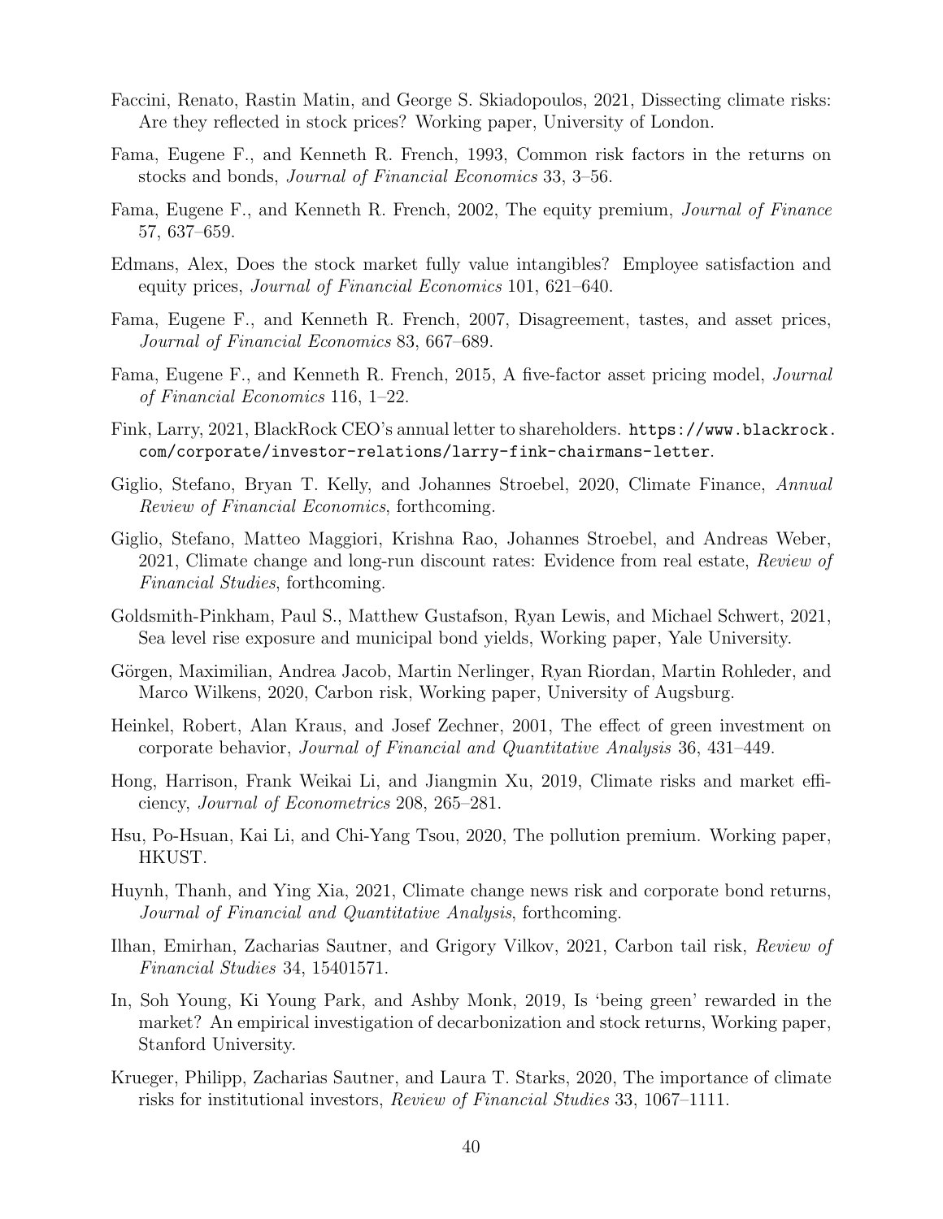Faccini, Renato, Rastin Matin, and George S. Skiadopoulos, 2021, Dissecting climate risks: Are they reflected in stock prices? Working paper, University of London.

Fama, Eugene F., and Kenneth R. French, 1993, Common risk factors in the returns on stocks and bonds, *Journal of Financial Economics* 33, 3–56.

Fama, Eugene F., and Kenneth R. French, 2002, The equity premium, *Journal of Finance* 57, 637–659.

Edmans, Alex, Does the stock market fully value intangibles? Employee satisfaction and equity prices, *Journal of Financial Economics* 101, 621–640.

Fama, Eugene F., and Kenneth R. French, 2007, Disagreement, tastes, and asset prices, *Journal of Financial Economics* 83, 667–689.

Fama, Eugene F., and Kenneth R. French, 2015, A five-factor asset pricing model, *Journal of Financial Economics* 116, 1–22.

Fink, Larry, 2021, BlackRock CEO's annual letter to shareholders. `https://www.blackrock.com/corporate/investor-relations/larry-fink-chairmans-letter`.

Giglio, Stefano, Bryan T. Kelly, and Johannes Stroebel, 2020, Climate Finance, *Annual Review of Financial Economics*, forthcoming.

Giglio, Stefano, Matteo Maggiori, Krishna Rao, Johannes Stroebel, and Andreas Weber, 2021, Climate change and long-run discount rates: Evidence from real estate, *Review of Financial Studies*, forthcoming.

Goldsmith-Pinkham, Paul S., Matthew Gustafson, Ryan Lewis, and Michael Schwert, 2021, Sea level rise exposure and municipal bond yields, Working paper, Yale University.

Görgen, Maximilian, Andrea Jacob, Martin Nerlinger, Ryan Riordan, Martin Rohleder, and Marco Wilkens, 2020, Carbon risk, Working paper, University of Augsburg.

Heinkel, Robert, Alan Kraus, and Josef Zechner, 2001, The effect of green investment on corporate behavior, *Journal of Financial and Quantitative Analysis* 36, 431–449.

Hong, Harrison, Frank Weikai Li, and Jiangmin Xu, 2019, Climate risks and market efficiency, *Journal of Econometrics* 208, 265–281.

Hsu, Po-Hsuan, Kai Li, and Chi-Yang Tsou, 2020, The pollution premium. Working paper, HKUST.

Huynh, Thanh, and Ying Xia, 2021, Climate change news risk and corporate bond returns, *Journal of Financial and Quantitative Analysis*, forthcoming.

Ilhan, Emirhan, Zacharias Sautner, and Grigory Vilkov, 2021, Carbon tail risk, *Review of Financial Studies* 34, 15401571.

In, Soh Young, Ki Young Park, and Ashby Monk, 2019, Is 'being green' rewarded in the market? An empirical investigation of decarbonization and stock returns, Working paper, Stanford University.

Krueger, Philipp, Zacharias Sautner, and Laura T. Starks, 2020, The importance of climate risks for institutional investors, *Review of Financial Studies* 33, 1067–1111.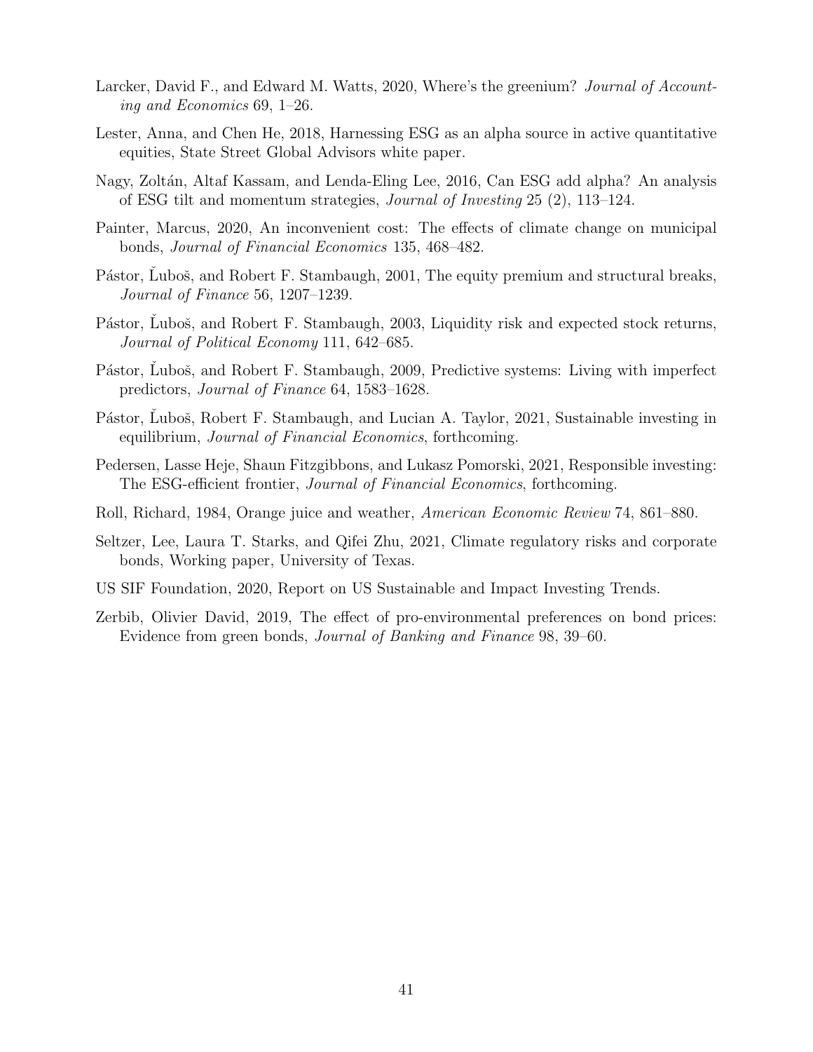Larcker, David F., and Edward M. Watts, 2020, Where's the greenium? *Journal of Accounting and Economics* 69, 1–26.

Lester, Anna, and Chen He, 2018, Harnessing ESG as an alpha source in active quantitative equities, State Street Global Advisors white paper.

Nagy, Zoltán, Altaf Kassam, and Lenda-Eling Lee, 2016, Can ESG add alpha? An analysis of ESG tilt and momentum strategies, *Journal of Investing* 25 (2), 113–124.

Painter, Marcus, 2020, An inconvenient cost: The effects of climate change on municipal bonds, *Journal of Financial Economics* 135, 468–482.

Pástor, Ľuboš, and Robert F. Stambaugh, 2001, The equity premium and structural breaks, *Journal of Finance* 56, 1207–1239.

Pástor, Ľuboš, and Robert F. Stambaugh, 2003, Liquidity risk and expected stock returns, *Journal of Political Economy* 111, 642–685.

Pástor, Ľuboš, and Robert F. Stambaugh, 2009, Predictive systems: Living with imperfect predictors, *Journal of Finance* 64, 1583–1628.

Pástor, Ľuboš, Robert F. Stambaugh, and Lucian A. Taylor, 2021, Sustainable investing in equilibrium, *Journal of Financial Economics*, forthcoming.

Pedersen, Lasse Heje, Shaun Fitzgibbons, and Lukasz Pomorski, 2021, Responsible investing: The ESG-efficient frontier, *Journal of Financial Economics*, forthcoming.

Roll, Richard, 1984, Orange juice and weather, *American Economic Review* 74, 861–880.

Seltzer, Lee, Laura T. Starks, and Qifei Zhu, 2021, Climate regulatory risks and corporate bonds, Working paper, University of Texas.

US SIF Foundation, 2020, Report on US Sustainable and Impact Investing Trends.

Zerbib, Olivier David, 2019, The effect of pro-environmental preferences on bond prices: Evidence from green bonds, *Journal of Banking and Finance* 98, 39–60.